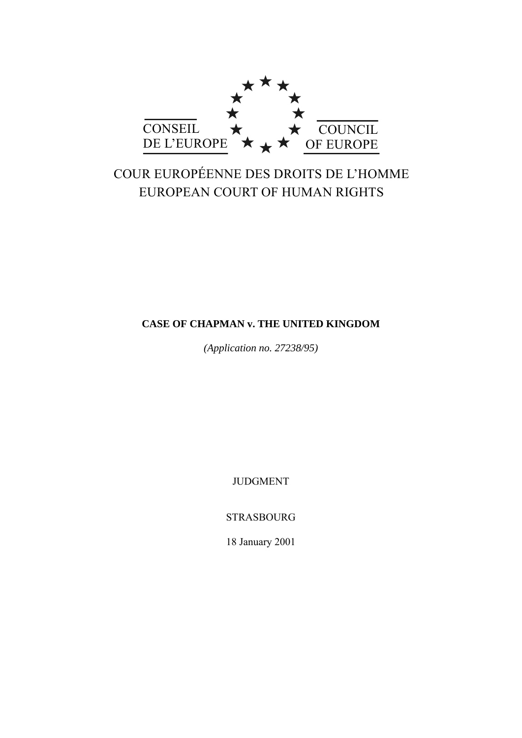CONSEIL DE L'EUROPE

COUNCIL OF EUROPE

COUR EUROPÉENNE DES DROITS DE L'HOMME

EUROPEAN COURT OF HUMAN RIGHTS

**CASE OF CHAPMAN v. THE UNITED KINGDOM**

*(Application no. 27238/95)*

JUDGMENT

STRASBOURG

18 January 2001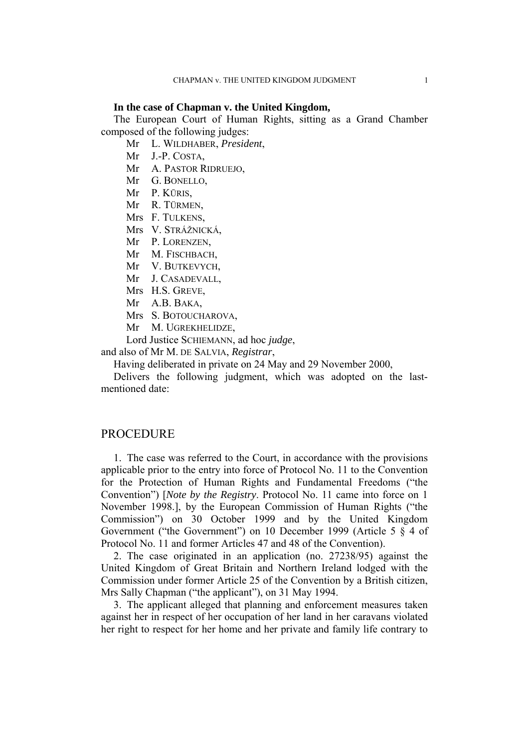**In the case of Chapman v. the United Kingdom,**

The European Court of Human Rights, sitting as a Grand Chamber composed of the following judges:

Mr L. WILDHABER, *President*,
Mr J.-P. COSTA,
Mr A. PASTOR RIDRUEJO,
Mr G. BONELLO,
Mr P. KŪRIS,
Mr R. TÜRMEN,
Mrs F. TULKENS,
Mrs V. STRÁŽNICKÁ,
Mr P. LORENZEN,
Mr M. FISCHBACH,
Mr V. BUTKEVYCH,
Mr J. CASADEVALL,
Mrs H.S. GREVE,
Mr A.B. BAKA,
Mrs S. BOTOUCHAROVA,
Mr M. UGREKHELIDZE,
Lord Justice SCHIEMANN, ad hoc *judge*,

and also of Mr M. DE SALVIA, *Registrar*,

Having deliberated in private on 24 May and 29 November 2000,

Delivers the following judgment, which was adopted on the last-mentioned date:

## PROCEDURE

1. The case was referred to the Court, in accordance with the provisions applicable prior to the entry into force of Protocol No. 11 to the Convention for the Protection of Human Rights and Fundamental Freedoms ("the Convention") [*Note by the Registry*. Protocol No. 11 came into force on 1 November 1998.], by the European Commission of Human Rights ("the Commission") on 30 October 1999 and by the United Kingdom Government ("the Government") on 10 December 1999 (Article 5 § 4 of Protocol No. 11 and former Articles 47 and 48 of the Convention).

2. The case originated in an application (no. 27238/95) against the United Kingdom of Great Britain and Northern Ireland lodged with the Commission under former Article 25 of the Convention by a British citizen, Mrs Sally Chapman ("the applicant"), on 31 May 1994.

3. The applicant alleged that planning and enforcement measures taken against her in respect of her occupation of her land in her caravans violated her right to respect for her home and her private and family life contrary to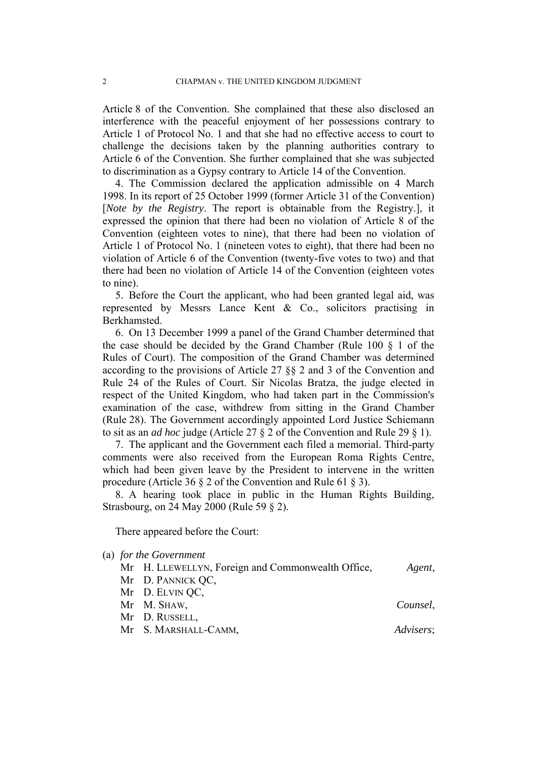Article 8 of the Convention. She complained that these also disclosed an interference with the peaceful enjoyment of her possessions contrary to Article 1 of Protocol No. 1 and that she had no effective access to court to challenge the decisions taken by the planning authorities contrary to Article 6 of the Convention. She further complained that she was subjected to discrimination as a Gypsy contrary to Article 14 of the Convention.

4. The Commission declared the application admissible on 4 March 1998. In its report of 25 October 1999 (former Article 31 of the Convention) [*Note by the Registry*. The report is obtainable from the Registry.], it expressed the opinion that there had been no violation of Article 8 of the Convention (eighteen votes to nine), that there had been no violation of Article 1 of Protocol No. 1 (nineteen votes to eight), that there had been no violation of Article 6 of the Convention (twenty-five votes to two) and that there had been no violation of Article 14 of the Convention (eighteen votes to nine).

5. Before the Court the applicant, who had been granted legal aid, was represented by Messrs Lance Kent & Co., solicitors practising in Berkhamsted.

6. On 13 December 1999 a panel of the Grand Chamber determined that the case should be decided by the Grand Chamber (Rule 100 § 1 of the Rules of Court). The composition of the Grand Chamber was determined according to the provisions of Article 27 §§ 2 and 3 of the Convention and Rule 24 of the Rules of Court. Sir Nicolas Bratza, the judge elected in respect of the United Kingdom, who had taken part in the Commission's examination of the case, withdrew from sitting in the Grand Chamber (Rule 28). The Government accordingly appointed Lord Justice Schiemann to sit as an *ad hoc* judge (Article 27 § 2 of the Convention and Rule 29 § 1).

7. The applicant and the Government each filed a memorial. Third-party comments were also received from the European Roma Rights Centre, which had been given leave by the President to intervene in the written procedure (Article 36 § 2 of the Convention and Rule 61 § 3).

8. A hearing took place in public in the Human Rights Building, Strasbourg, on 24 May 2000 (Rule 59 § 2).

There appeared before the Court:

(a) *for the Government*

Mr H. LLEWELLYN, Foreign and Commonwealth Office, *Agent*,
Mr D. PANNICK QC,
Mr D. ELVIN QC,
Mr M. SHAW, *Counsel*,
Mr D. RUSSELL,
Mr S. MARSHALL-CAMM, *Advisers*;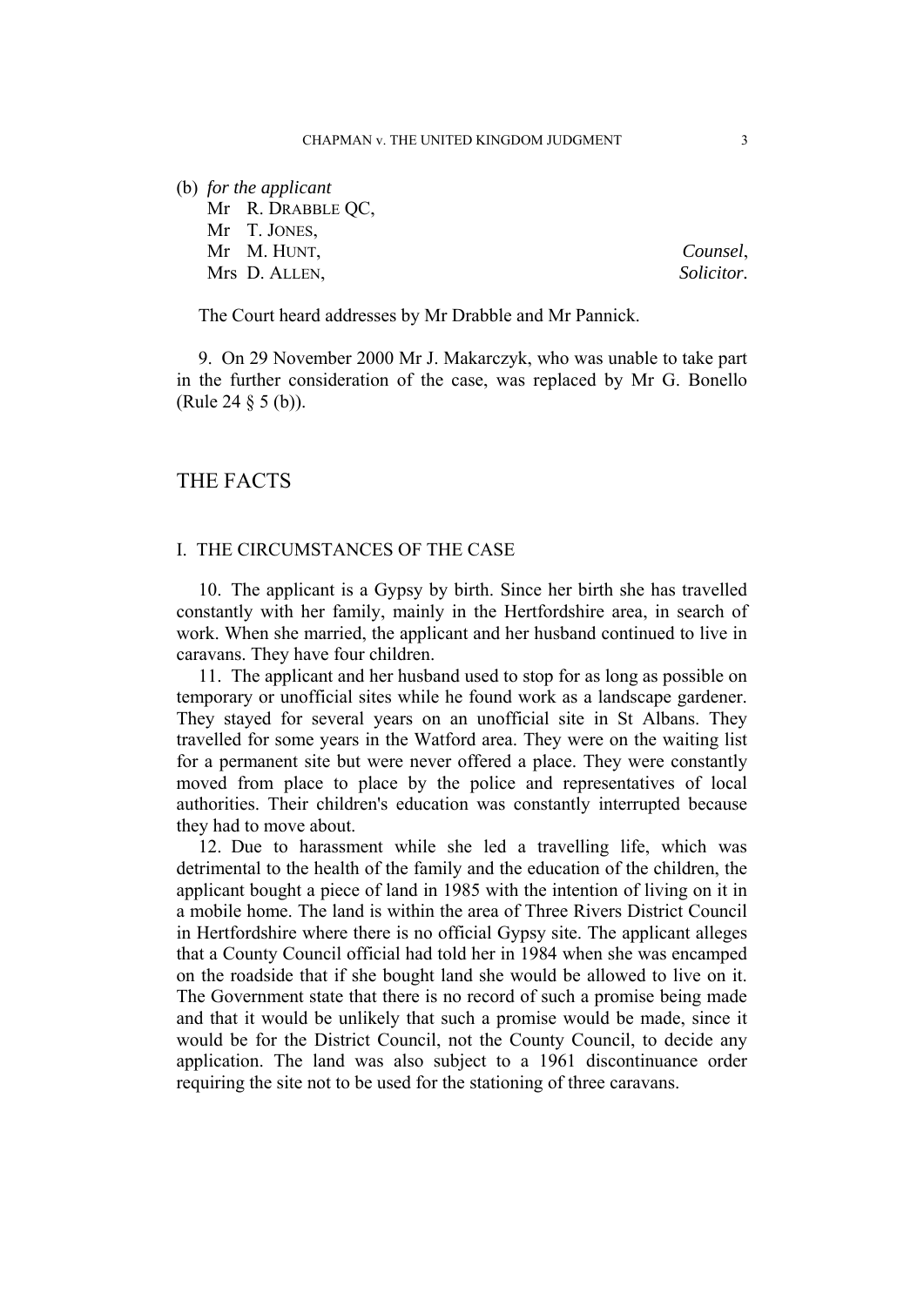(b) *for the applicant*

Mr R. DRABBLE QC,
Mr T. JONES,
Mr M. HUNT, *Counsel*,
Mrs D. ALLEN, *Solicitor*.

The Court heard addresses by Mr Drabble and Mr Pannick.

9. On 29 November 2000 Mr J. Makarczyk, who was unable to take part in the further consideration of the case, was replaced by Mr G. Bonello (Rule 24 § 5 (b)).

# THE FACTS

## I. THE CIRCUMSTANCES OF THE CASE

10. The applicant is a Gypsy by birth. Since her birth she has travelled constantly with her family, mainly in the Hertfordshire area, in search of work. When she married, the applicant and her husband continued to live in caravans. They have four children.

11. The applicant and her husband used to stop for as long as possible on temporary or unofficial sites while he found work as a landscape gardener. They stayed for several years on an unofficial site in St Albans. They travelled for some years in the Watford area. They were on the waiting list for a permanent site but were never offered a place. They were constantly moved from place to place by the police and representatives of local authorities. Their children's education was constantly interrupted because they had to move about.

12. Due to harassment while she led a travelling life, which was detrimental to the health of the family and the education of the children, the applicant bought a piece of land in 1985 with the intention of living on it in a mobile home. The land is within the area of Three Rivers District Council in Hertfordshire where there is no official Gypsy site. The applicant alleges that a County Council official had told her in 1984 when she was encamped on the roadside that if she bought land she would be allowed to live on it. The Government state that there is no record of such a promise being made and that it would be unlikely that such a promise would be made, since it would be for the District Council, not the County Council, to decide any application. The land was also subject to a 1961 discontinuance order requiring the site not to be used for the stationing of three caravans.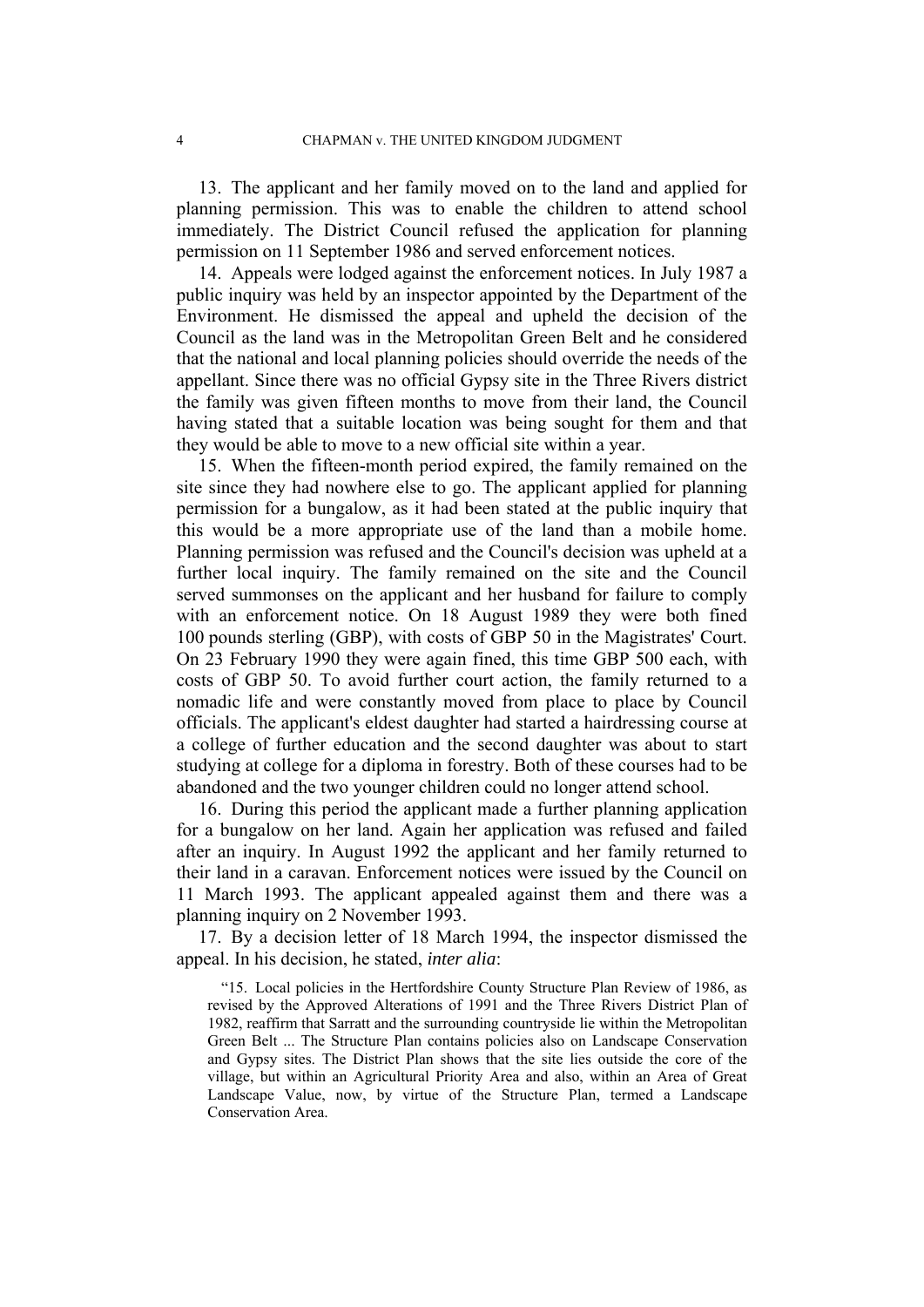13. The applicant and her family moved on to the land and applied for planning permission. This was to enable the children to attend school immediately. The District Council refused the application for planning permission on 11 September 1986 and served enforcement notices.

14. Appeals were lodged against the enforcement notices. In July 1987 a public inquiry was held by an inspector appointed by the Department of the Environment. He dismissed the appeal and upheld the decision of the Council as the land was in the Metropolitan Green Belt and he considered that the national and local planning policies should override the needs of the appellant. Since there was no official Gypsy site in the Three Rivers district the family was given fifteen months to move from their land, the Council having stated that a suitable location was being sought for them and that they would be able to move to a new official site within a year.

15. When the fifteen-month period expired, the family remained on the site since they had nowhere else to go. The applicant applied for planning permission for a bungalow, as it had been stated at the public inquiry that this would be a more appropriate use of the land than a mobile home. Planning permission was refused and the Council's decision was upheld at a further local inquiry. The family remained on the site and the Council served summonses on the applicant and her husband for failure to comply with an enforcement notice. On 18 August 1989 they were both fined 100 pounds sterling (GBP), with costs of GBP 50 in the Magistrates' Court. On 23 February 1990 they were again fined, this time GBP 500 each, with costs of GBP 50. To avoid further court action, the family returned to a nomadic life and were constantly moved from place to place by Council officials. The applicant's eldest daughter had started a hairdressing course at a college of further education and the second daughter was about to start studying at college for a diploma in forestry. Both of these courses had to be abandoned and the two younger children could no longer attend school.

16. During this period the applicant made a further planning application for a bungalow on her land. Again her application was refused and failed after an inquiry. In August 1992 the applicant and her family returned to their land in a caravan. Enforcement notices were issued by the Council on 11 March 1993. The applicant appealed against them and there was a planning inquiry on 2 November 1993.

17. By a decision letter of 18 March 1994, the inspector dismissed the appeal. In his decision, he stated, *inter alia*:

> "15. Local policies in the Hertfordshire County Structure Plan Review of 1986, as revised by the Approved Alterations of 1991 and the Three Rivers District Plan of 1982, reaffirm that Sarratt and the surrounding countryside lie within the Metropolitan Green Belt ... The Structure Plan contains policies also on Landscape Conservation and Gypsy sites. The District Plan shows that the site lies outside the core of the village, but within an Agricultural Priority Area and also, within an Area of Great Landscape Value, now, by virtue of the Structure Plan, termed a Landscape Conservation Area.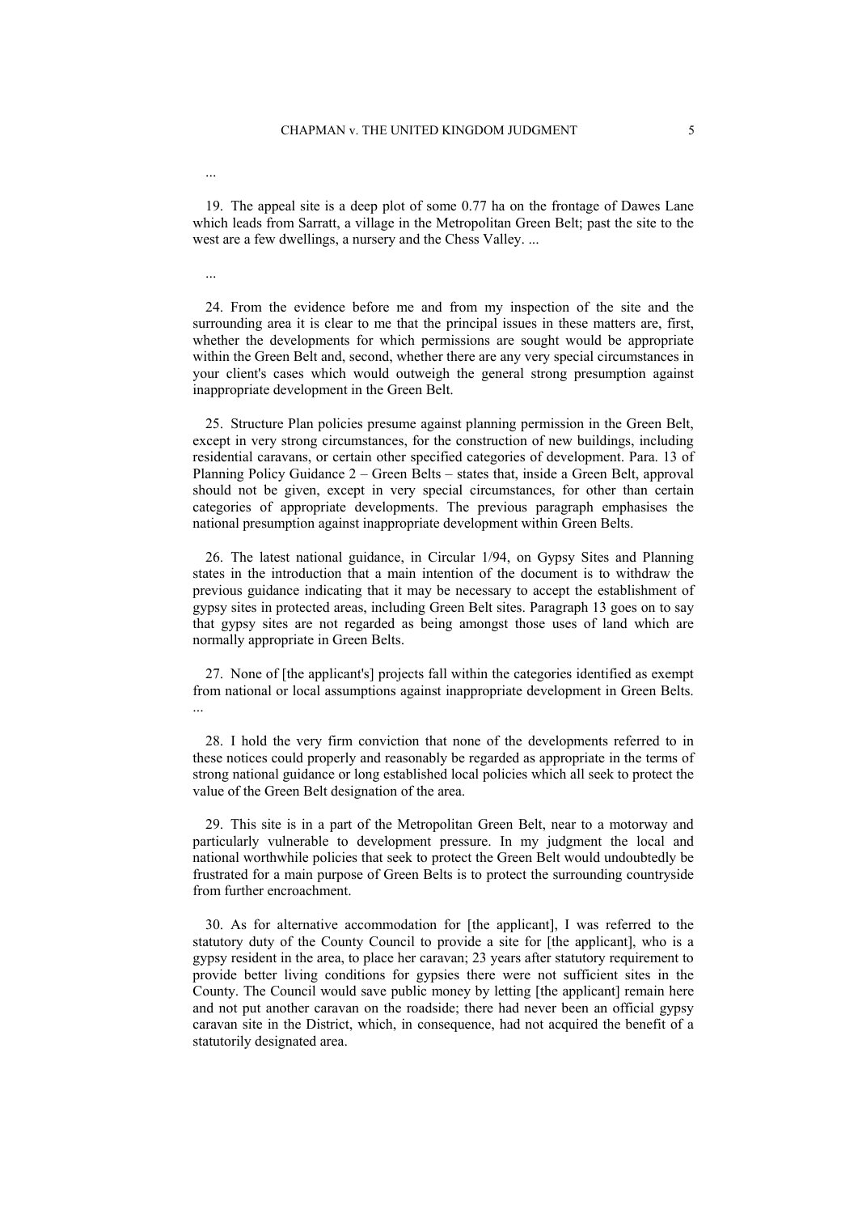...

19. The appeal site is a deep plot of some 0.77 ha on the frontage of Dawes Lane which leads from Sarratt, a village in the Metropolitan Green Belt; past the site to the west are a few dwellings, a nursery and the Chess Valley. ...

...

24. From the evidence before me and from my inspection of the site and the surrounding area it is clear to me that the principal issues in these matters are, first, whether the developments for which permissions are sought would be appropriate within the Green Belt and, second, whether there are any very special circumstances in your client's cases which would outweigh the general strong presumption against inappropriate development in the Green Belt.

25. Structure Plan policies presume against planning permission in the Green Belt, except in very strong circumstances, for the construction of new buildings, including residential caravans, or certain other specified categories of development. Para. 13 of Planning Policy Guidance 2 – Green Belts – states that, inside a Green Belt, approval should not be given, except in very special circumstances, for other than certain categories of appropriate developments. The previous paragraph emphasises the national presumption against inappropriate development within Green Belts.

26. The latest national guidance, in Circular 1/94, on Gypsy Sites and Planning states in the introduction that a main intention of the document is to withdraw the previous guidance indicating that it may be necessary to accept the establishment of gypsy sites in protected areas, including Green Belt sites. Paragraph 13 goes on to say that gypsy sites are not regarded as being amongst those uses of land which are normally appropriate in Green Belts.

27. None of [the applicant's] projects fall within the categories identified as exempt from national or local assumptions against inappropriate development in Green Belts. ...

28. I hold the very firm conviction that none of the developments referred to in these notices could properly and reasonably be regarded as appropriate in the terms of strong national guidance or long established local policies which all seek to protect the value of the Green Belt designation of the area.

29. This site is in a part of the Metropolitan Green Belt, near to a motorway and particularly vulnerable to development pressure. In my judgment the local and national worthwhile policies that seek to protect the Green Belt would undoubtedly be frustrated for a main purpose of Green Belts is to protect the surrounding countryside from further encroachment.

30. As for alternative accommodation for [the applicant], I was referred to the statutory duty of the County Council to provide a site for [the applicant], who is a gypsy resident in the area, to place her caravan; 23 years after statutory requirement to provide better living conditions for gypsies there were not sufficient sites in the County. The Council would save public money by letting [the applicant] remain here and not put another caravan on the roadside; there had never been an official gypsy caravan site in the District, which, in consequence, had not acquired the benefit of a statutorily designated area.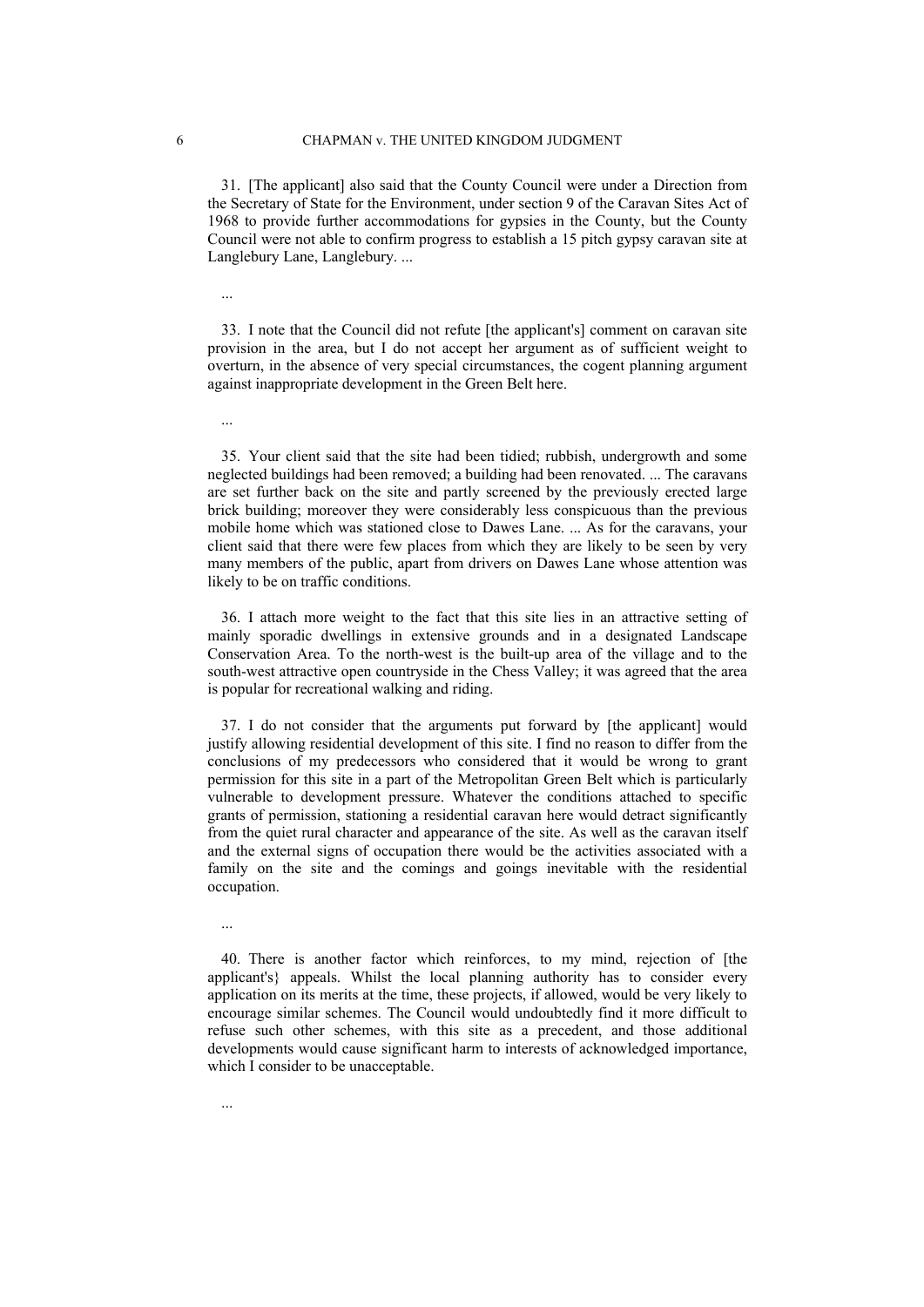31. [The applicant] also said that the County Council were under a Direction from the Secretary of State for the Environment, under section 9 of the Caravan Sites Act of 1968 to provide further accommodations for gypsies in the County, but the County Council were not able to confirm progress to establish a 15 pitch gypsy caravan site at Langlebury Lane, Langlebury. ...

...

33. I note that the Council did not refute [the applicant's] comment on caravan site provision in the area, but I do not accept her argument as of sufficient weight to overturn, in the absence of very special circumstances, the cogent planning argument against inappropriate development in the Green Belt here.

...

35. Your client said that the site had been tidied; rubbish, undergrowth and some neglected buildings had been removed; a building had been renovated. ... The caravans are set further back on the site and partly screened by the previously erected large brick building; moreover they were considerably less conspicuous than the previous mobile home which was stationed close to Dawes Lane. ... As for the caravans, your client said that there were few places from which they are likely to be seen by very many members of the public, apart from drivers on Dawes Lane whose attention was likely to be on traffic conditions.

36. I attach more weight to the fact that this site lies in an attractive setting of mainly sporadic dwellings in extensive grounds and in a designated Landscape Conservation Area. To the north-west is the built-up area of the village and to the south-west attractive open countryside in the Chess Valley; it was agreed that the area is popular for recreational walking and riding.

37. I do not consider that the arguments put forward by [the applicant] would justify allowing residential development of this site. I find no reason to differ from the conclusions of my predecessors who considered that it would be wrong to grant permission for this site in a part of the Metropolitan Green Belt which is particularly vulnerable to development pressure. Whatever the conditions attached to specific grants of permission, stationing a residential caravan here would detract significantly from the quiet rural character and appearance of the site. As well as the caravan itself and the external signs of occupation there would be the activities associated with a family on the site and the comings and goings inevitable with the residential occupation.

...

40. There is another factor which reinforces, to my mind, rejection of [the applicant's} appeals. Whilst the local planning authority has to consider every application on its merits at the time, these projects, if allowed, would be very likely to encourage similar schemes. The Council would undoubtedly find it more difficult to refuse such other schemes, with this site as a precedent, and those additional developments would cause significant harm to interests of acknowledged importance, which I consider to be unacceptable.

...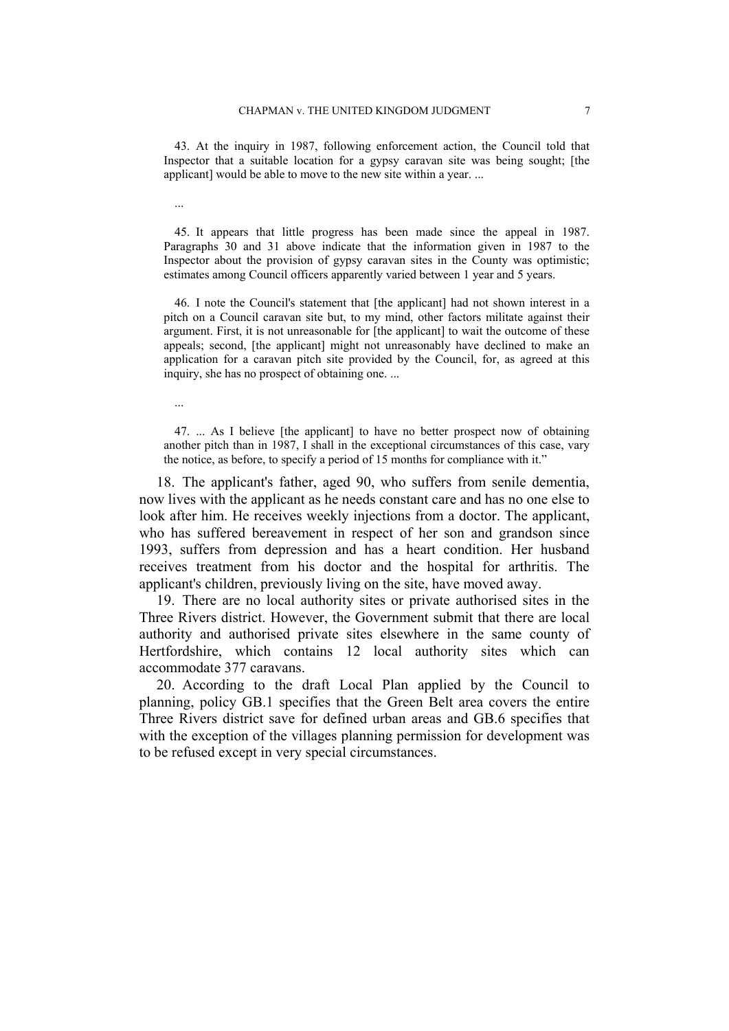43. At the inquiry in 1987, following enforcement action, the Council told that Inspector that a suitable location for a gypsy caravan site was being sought; [the applicant] would be able to move to the new site within a year. ...

...

45. It appears that little progress has been made since the appeal in 1987. Paragraphs 30 and 31 above indicate that the information given in 1987 to the Inspector about the provision of gypsy caravan sites in the County was optimistic; estimates among Council officers apparently varied between 1 year and 5 years.

46. I note the Council's statement that [the applicant] had not shown interest in a pitch on a Council caravan site but, to my mind, other factors militate against their argument. First, it is not unreasonable for [the applicant] to wait the outcome of these appeals; second, [the applicant] might not unreasonably have declined to make an application for a caravan pitch site provided by the Council, for, as agreed at this inquiry, she has no prospect of obtaining one. ...

...

47. ... As I believe [the applicant] to have no better prospect now of obtaining another pitch than in 1987, I shall in the exceptional circumstances of this case, vary the notice, as before, to specify a period of 15 months for compliance with it."

18. The applicant's father, aged 90, who suffers from senile dementia, now lives with the applicant as he needs constant care and has no one else to look after him. He receives weekly injections from a doctor. The applicant, who has suffered bereavement in respect of her son and grandson since 1993, suffers from depression and has a heart condition. Her husband receives treatment from his doctor and the hospital for arthritis. The applicant's children, previously living on the site, have moved away.

19. There are no local authority sites or private authorised sites in the Three Rivers district. However, the Government submit that there are local authority and authorised private sites elsewhere in the same county of Hertfordshire, which contains 12 local authority sites which can accommodate 377 caravans.

20. According to the draft Local Plan applied by the Council to planning, policy GB.1 specifies that the Green Belt area covers the entire Three Rivers district save for defined urban areas and GB.6 specifies that with the exception of the villages planning permission for development was to be refused except in very special circumstances.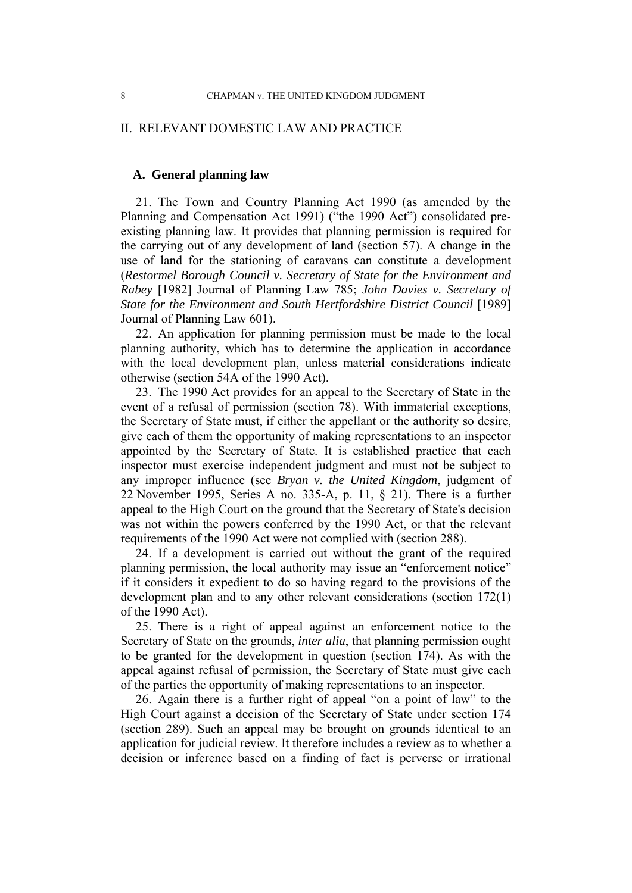## II. RELEVANT DOMESTIC LAW AND PRACTICE

### A. General planning law

21. The Town and Country Planning Act 1990 (as amended by the Planning and Compensation Act 1991) ("the 1990 Act") consolidated pre-existing planning law. It provides that planning permission is required for the carrying out of any development of land (section 57). A change in the use of land for the stationing of caravans can constitute a development (*Restormel Borough Council v. Secretary of State for the Environment and Rabey* [1982] Journal of Planning Law 785; *John Davies v. Secretary of State for the Environment and South Hertfordshire District Council* [1989] Journal of Planning Law 601).

22. An application for planning permission must be made to the local planning authority, which has to determine the application in accordance with the local development plan, unless material considerations indicate otherwise (section 54A of the 1990 Act).

23. The 1990 Act provides for an appeal to the Secretary of State in the event of a refusal of permission (section 78). With immaterial exceptions, the Secretary of State must, if either the appellant or the authority so desire, give each of them the opportunity of making representations to an inspector appointed by the Secretary of State. It is established practice that each inspector must exercise independent judgment and must not be subject to any improper influence (see *Bryan v. the United Kingdom*, judgment of 22 November 1995, Series A no. 335-A, p. 11, § 21). There is a further appeal to the High Court on the ground that the Secretary of State's decision was not within the powers conferred by the 1990 Act, or that the relevant requirements of the 1990 Act were not complied with (section 288).

24. If a development is carried out without the grant of the required planning permission, the local authority may issue an "enforcement notice" if it considers it expedient to do so having regard to the provisions of the development plan and to any other relevant considerations (section 172(1) of the 1990 Act).

25. There is a right of appeal against an enforcement notice to the Secretary of State on the grounds, *inter alia*, that planning permission ought to be granted for the development in question (section 174). As with the appeal against refusal of permission, the Secretary of State must give each of the parties the opportunity of making representations to an inspector.

26. Again there is a further right of appeal "on a point of law" to the High Court against a decision of the Secretary of State under section 174 (section 289). Such an appeal may be brought on grounds identical to an application for judicial review. It therefore includes a review as to whether a decision or inference based on a finding of fact is perverse or irrational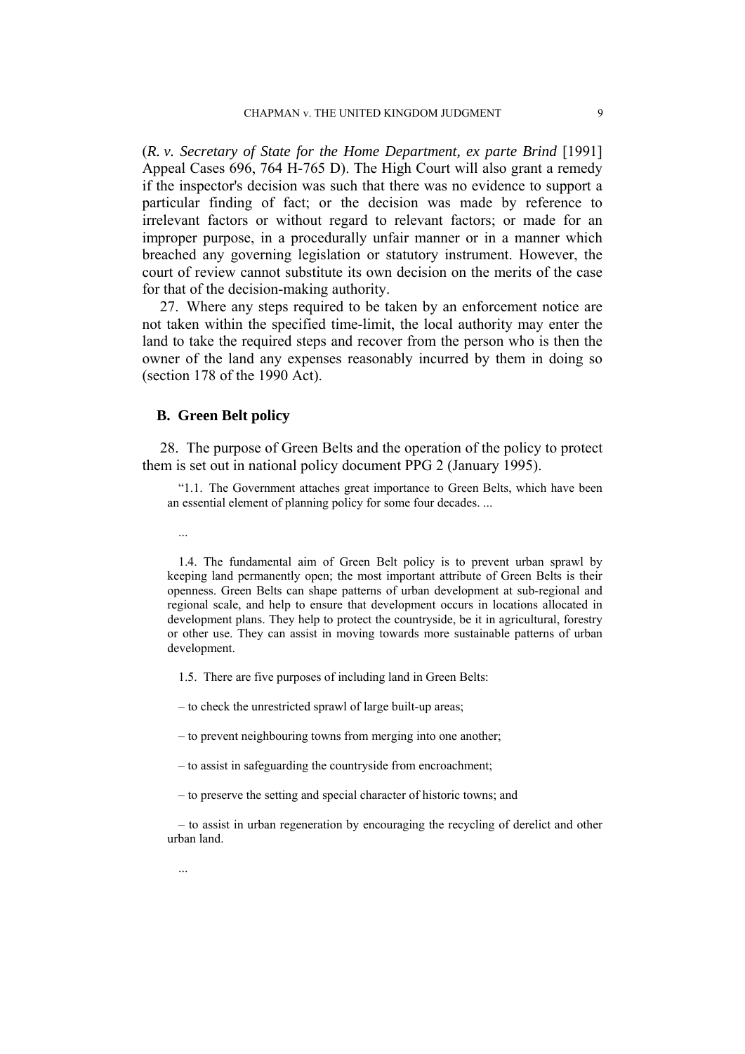(*R. v. Secretary of State for the Home Department, ex parte Brind* [1991] Appeal Cases 696, 764 H-765 D). The High Court will also grant a remedy if the inspector's decision was such that there was no evidence to support a particular finding of fact; or the decision was made by reference to irrelevant factors or without regard to relevant factors; or made for an improper purpose, in a procedurally unfair manner or in a manner which breached any governing legislation or statutory instrument. However, the court of review cannot substitute its own decision on the merits of the case for that of the decision-making authority.

27. Where any steps required to be taken by an enforcement notice are not taken within the specified time-limit, the local authority may enter the land to take the required steps and recover from the person who is then the owner of the land any expenses reasonably incurred by them in doing so (section 178 of the 1990 Act).

### B. Green Belt policy

28. The purpose of Green Belts and the operation of the policy to protect them is set out in national policy document PPG 2 (January 1995).

> "1.1. The Government attaches great importance to Green Belts, which have been an essential element of planning policy for some four decades. ...
>
> ...
>
> 1.4. The fundamental aim of Green Belt policy is to prevent urban sprawl by keeping land permanently open; the most important attribute of Green Belts is their openness. Green Belts can shape patterns of urban development at sub-regional and regional scale, and help to ensure that development occurs in locations allocated in development plans. They help to protect the countryside, be it in agricultural, forestry or other use. They can assist in moving towards more sustainable patterns of urban development.
>
> 1.5. There are five purposes of including land in Green Belts:
>
> – to check the unrestricted sprawl of large built-up areas;
>
> – to prevent neighbouring towns from merging into one another;
>
> – to assist in safeguarding the countryside from encroachment;
>
> – to preserve the setting and special character of historic towns; and
>
> – to assist in urban regeneration by encouraging the recycling of derelict and other urban land.
>
> ...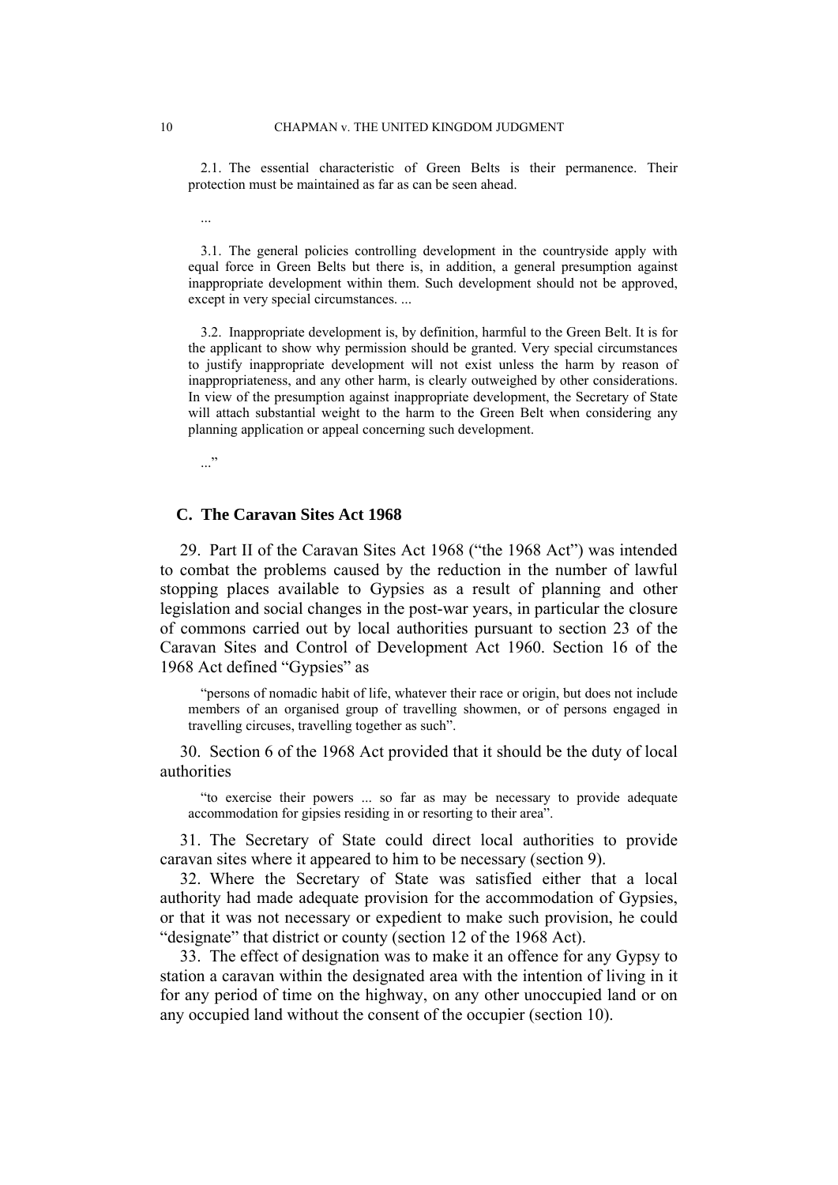2.1. The essential characteristic of Green Belts is their permanence. Their protection must be maintained as far as can be seen ahead.

...

3.1. The general policies controlling development in the countryside apply with equal force in Green Belts but there is, in addition, a general presumption against inappropriate development within them. Such development should not be approved, except in very special circumstances. ...

3.2. Inappropriate development is, by definition, harmful to the Green Belt. It is for the applicant to show why permission should be granted. Very special circumstances to justify inappropriate development will not exist unless the harm by reason of inappropriateness, and any other harm, is clearly outweighed by other considerations. In view of the presumption against inappropriate development, the Secretary of State will attach substantial weight to the harm to the Green Belt when considering any planning application or appeal concerning such development.

..."

### C. The Caravan Sites Act 1968

29. Part II of the Caravan Sites Act 1968 ("the 1968 Act") was intended to combat the problems caused by the reduction in the number of lawful stopping places available to Gypsies as a result of planning and other legislation and social changes in the post-war years, in particular the closure of commons carried out by local authorities pursuant to section 23 of the Caravan Sites and Control of Development Act 1960. Section 16 of the 1968 Act defined "Gypsies" as

> "persons of nomadic habit of life, whatever their race or origin, but does not include members of an organised group of travelling showmen, or of persons engaged in travelling circuses, travelling together as such".

30. Section 6 of the 1968 Act provided that it should be the duty of local authorities

> "to exercise their powers ... so far as may be necessary to provide adequate accommodation for gipsies residing in or resorting to their area".

31. The Secretary of State could direct local authorities to provide caravan sites where it appeared to him to be necessary (section 9).

32. Where the Secretary of State was satisfied either that a local authority had made adequate provision for the accommodation of Gypsies, or that it was not necessary or expedient to make such provision, he could "designate" that district or county (section 12 of the 1968 Act).

33. The effect of designation was to make it an offence for any Gypsy to station a caravan within the designated area with the intention of living in it for any period of time on the highway, on any other unoccupied land or on any occupied land without the consent of the occupier (section 10).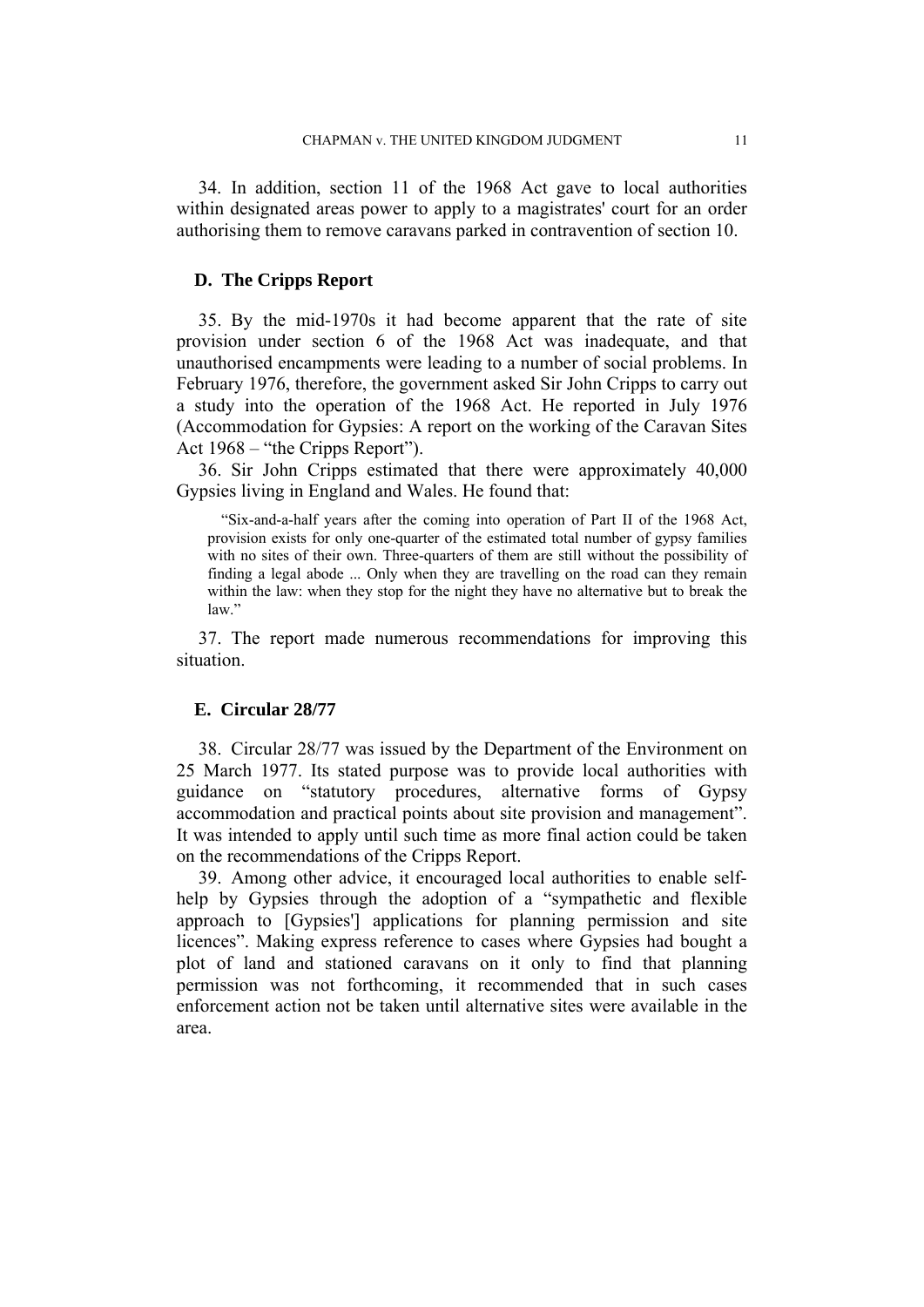34. In addition, section 11 of the 1968 Act gave to local authorities within designated areas power to apply to a magistrates' court for an order authorising them to remove caravans parked in contravention of section 10.

### D. The Cripps Report

35. By the mid-1970s it had become apparent that the rate of site provision under section 6 of the 1968 Act was inadequate, and that unauthorised encampments were leading to a number of social problems. In February 1976, therefore, the government asked Sir John Cripps to carry out a study into the operation of the 1968 Act. He reported in July 1976 (Accommodation for Gypsies: A report on the working of the Caravan Sites Act 1968 – "the Cripps Report").

36. Sir John Cripps estimated that there were approximately 40,000 Gypsies living in England and Wales. He found that:

> "Six-and-a-half years after the coming into operation of Part II of the 1968 Act, provision exists for only one-quarter of the estimated total number of gypsy families with no sites of their own. Three-quarters of them are still without the possibility of finding a legal abode ... Only when they are travelling on the road can they remain within the law: when they stop for the night they have no alternative but to break the law."

37. The report made numerous recommendations for improving this situation.

### E. Circular 28/77

38. Circular 28/77 was issued by the Department of the Environment on 25 March 1977. Its stated purpose was to provide local authorities with guidance on "statutory procedures, alternative forms of Gypsy accommodation and practical points about site provision and management". It was intended to apply until such time as more final action could be taken on the recommendations of the Cripps Report.

39. Among other advice, it encouraged local authorities to enable self-help by Gypsies through the adoption of a "sympathetic and flexible approach to [Gypsies'] applications for planning permission and site licences". Making express reference to cases where Gypsies had bought a plot of land and stationed caravans on it only to find that planning permission was not forthcoming, it recommended that in such cases enforcement action not be taken until alternative sites were available in the area.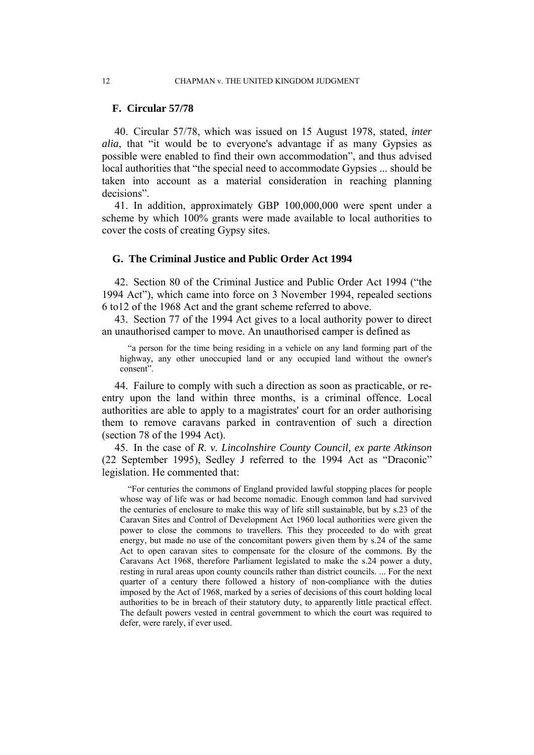## F. Circular 57/78

40. Circular 57/78, which was issued on 15 August 1978, stated, *inter alia*, that "it would be to everyone's advantage if as many Gypsies as possible were enabled to find their own accommodation", and thus advised local authorities that "the special need to accommodate Gypsies ... should be taken into account as a material consideration in reaching planning decisions".

41. In addition, approximately GBP 100,000,000 were spent under a scheme by which 100% grants were made available to local authorities to cover the costs of creating Gypsy sites.

## G. The Criminal Justice and Public Order Act 1994

42. Section 80 of the Criminal Justice and Public Order Act 1994 ("the 1994 Act"), which came into force on 3 November 1994, repealed sections 6 to12 of the 1968 Act and the grant scheme referred to above.

43. Section 77 of the 1994 Act gives to a local authority power to direct an unauthorised camper to move. An unauthorised camper is defined as

> "a person for the time being residing in a vehicle on any land forming part of the highway, any other unoccupied land or any occupied land without the owner's consent".

44. Failure to comply with such a direction as soon as practicable, or re-entry upon the land within three months, is a criminal offence. Local authorities are able to apply to a magistrates' court for an order authorising them to remove caravans parked in contravention of such a direction (section 78 of the 1994 Act).

45. In the case of *R. v. Lincolnshire County Council, ex parte Atkinson* (22 September 1995), Sedley J referred to the 1994 Act as "Draconic" legislation. He commented that:

> "For centuries the commons of England provided lawful stopping places for people whose way of life was or had become nomadic. Enough common land had survived the centuries of enclosure to make this way of life still sustainable, but by s.23 of the Caravan Sites and Control of Development Act 1960 local authorities were given the power to close the commons to travellers. This they proceeded to do with great energy, but made no use of the concomitant powers given them by s.24 of the same Act to open caravan sites to compensate for the closure of the commons. By the Caravans Act 1968, therefore Parliament legislated to make the s.24 power a duty, resting in rural areas upon county councils rather than district councils. ... For the next quarter of a century there followed a history of non-compliance with the duties imposed by the Act of 1968, marked by a series of decisions of this court holding local authorities to be in breach of their statutory duty, to apparently little practical effect. The default powers vested in central government to which the court was required to defer, were rarely, if ever used.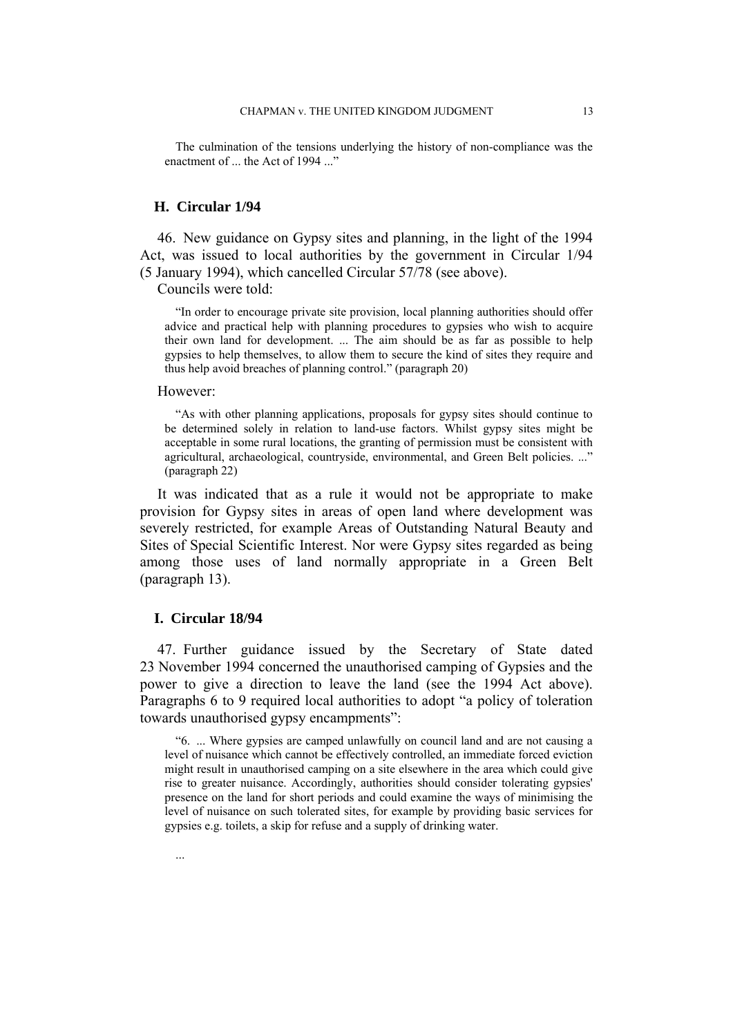The culmination of the tensions underlying the history of non-compliance was the enactment of ... the Act of 1994 ..."

## H. Circular 1/94

46. New guidance on Gypsy sites and planning, in the light of the 1994 Act, was issued to local authorities by the government in Circular 1/94 (5 January 1994), which cancelled Circular 57/78 (see above).

Councils were told:

> "In order to encourage private site provision, local planning authorities should offer advice and practical help with planning procedures to gypsies who wish to acquire their own land for development. ... The aim should be as far as possible to help gypsies to help themselves, to allow them to secure the kind of sites they require and thus help avoid breaches of planning control." (paragraph 20)

However:

> "As with other planning applications, proposals for gypsy sites should continue to be determined solely in relation to land-use factors. Whilst gypsy sites might be acceptable in some rural locations, the granting of permission must be consistent with agricultural, archaeological, countryside, environmental, and Green Belt policies. ..." (paragraph 22)

It was indicated that as a rule it would not be appropriate to make provision for Gypsy sites in areas of open land where development was severely restricted, for example Areas of Outstanding Natural Beauty and Sites of Special Scientific Interest. Nor were Gypsy sites regarded as being among those uses of land normally appropriate in a Green Belt (paragraph 13).

## I. Circular 18/94

47. Further guidance issued by the Secretary of State dated 23 November 1994 concerned the unauthorised camping of Gypsies and the power to give a direction to leave the land (see the 1994 Act above). Paragraphs 6 to 9 required local authorities to adopt "a policy of toleration towards unauthorised gypsy encampments":

> "6. ... Where gypsies are camped unlawfully on council land and are not causing a level of nuisance which cannot be effectively controlled, an immediate forced eviction might result in unauthorised camping on a site elsewhere in the area which could give rise to greater nuisance. Accordingly, authorities should consider tolerating gypsies' presence on the land for short periods and could examine the ways of minimising the level of nuisance on such tolerated sites, for example by providing basic services for gypsies e.g. toilets, a skip for refuse and a supply of drinking water.
>
> ...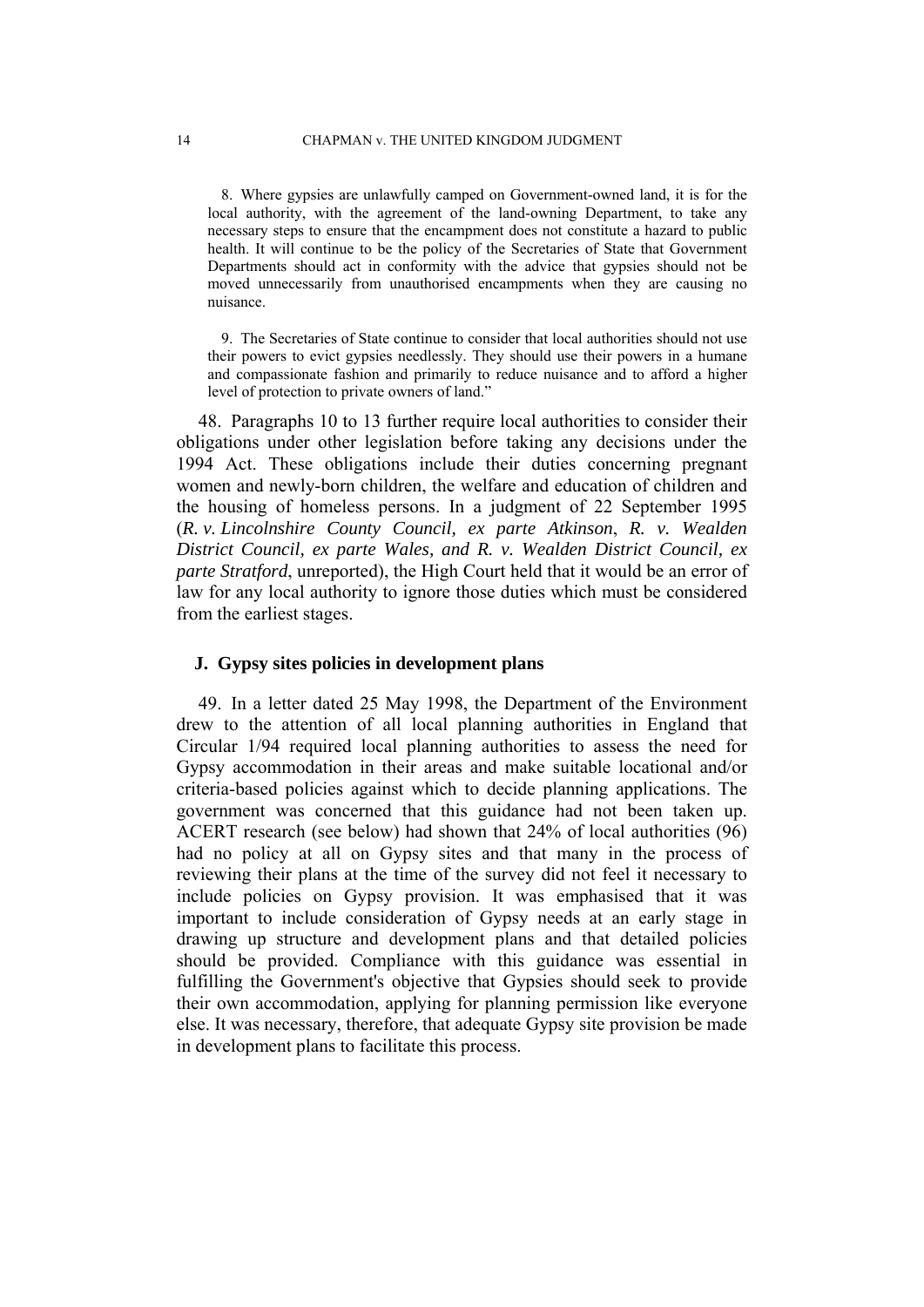8. Where gypsies are unlawfully camped on Government-owned land, it is for the local authority, with the agreement of the land-owning Department, to take any necessary steps to ensure that the encampment does not constitute a hazard to public health. It will continue to be the policy of the Secretaries of State that Government Departments should act in conformity with the advice that gypsies should not be moved unnecessarily from unauthorised encampments when they are causing no nuisance.

9. The Secretaries of State continue to consider that local authorities should not use their powers to evict gypsies needlessly. They should use their powers in a humane and compassionate fashion and primarily to reduce nuisance and to afford a higher level of protection to private owners of land."

48. Paragraphs 10 to 13 further require local authorities to consider their obligations under other legislation before taking any decisions under the 1994 Act. These obligations include their duties concerning pregnant women and newly-born children, the welfare and education of children and the housing of homeless persons. In a judgment of 22 September 1995 (*R. v. Lincolnshire County Council, ex parte Atkinson*, *R. v. Wealden District Council, ex parte Wales, and R. v. Wealden District Council, ex parte Stratford*, unreported), the High Court held that it would be an error of law for any local authority to ignore those duties which must be considered from the earliest stages.

### J. Gypsy sites policies in development plans

49. In a letter dated 25 May 1998, the Department of the Environment drew to the attention of all local planning authorities in England that Circular 1/94 required local planning authorities to assess the need for Gypsy accommodation in their areas and make suitable locational and/or criteria-based policies against which to decide planning applications. The government was concerned that this guidance had not been taken up. ACERT research (see below) had shown that 24% of local authorities (96) had no policy at all on Gypsy sites and that many in the process of reviewing their plans at the time of the survey did not feel it necessary to include policies on Gypsy provision. It was emphasised that it was important to include consideration of Gypsy needs at an early stage in drawing up structure and development plans and that detailed policies should be provided. Compliance with this guidance was essential in fulfilling the Government's objective that Gypsies should seek to provide their own accommodation, applying for planning permission like everyone else. It was necessary, therefore, that adequate Gypsy site provision be made in development plans to facilitate this process.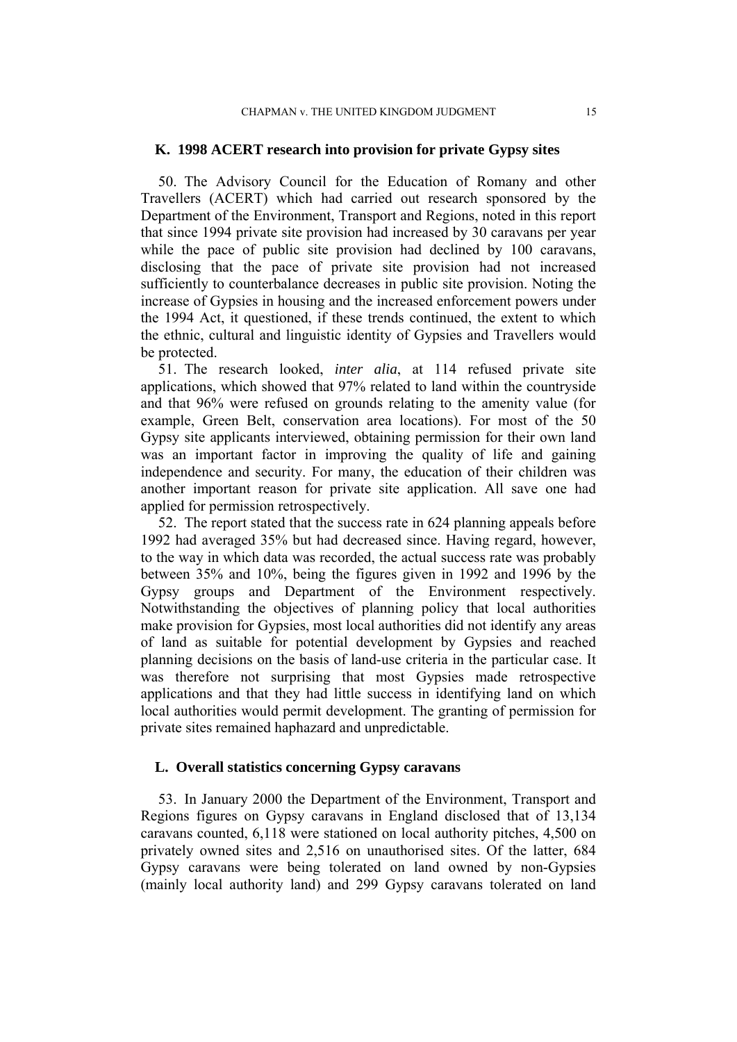### K. 1998 ACERT research into provision for private Gypsy sites

50. The Advisory Council for the Education of Romany and other Travellers (ACERT) which had carried out research sponsored by the Department of the Environment, Transport and Regions, noted in this report that since 1994 private site provision had increased by 30 caravans per year while the pace of public site provision had declined by 100 caravans, disclosing that the pace of private site provision had not increased sufficiently to counterbalance decreases in public site provision. Noting the increase of Gypsies in housing and the increased enforcement powers under the 1994 Act, it questioned, if these trends continued, the extent to which the ethnic, cultural and linguistic identity of Gypsies and Travellers would be protected.

51. The research looked, *inter alia*, at 114 refused private site applications, which showed that 97% related to land within the countryside and that 96% were refused on grounds relating to the amenity value (for example, Green Belt, conservation area locations). For most of the 50 Gypsy site applicants interviewed, obtaining permission for their own land was an important factor in improving the quality of life and gaining independence and security. For many, the education of their children was another important reason for private site application. All save one had applied for permission retrospectively.

52. The report stated that the success rate in 624 planning appeals before 1992 had averaged 35% but had decreased since. Having regard, however, to the way in which data was recorded, the actual success rate was probably between 35% and 10%, being the figures given in 1992 and 1996 by the Gypsy groups and Department of the Environment respectively. Notwithstanding the objectives of planning policy that local authorities make provision for Gypsies, most local authorities did not identify any areas of land as suitable for potential development by Gypsies and reached planning decisions on the basis of land-use criteria in the particular case. It was therefore not surprising that most Gypsies made retrospective applications and that they had little success in identifying land on which local authorities would permit development. The granting of permission for private sites remained haphazard and unpredictable.

### L. Overall statistics concerning Gypsy caravans

53. In January 2000 the Department of the Environment, Transport and Regions figures on Gypsy caravans in England disclosed that of 13,134 caravans counted, 6,118 were stationed on local authority pitches, 4,500 on privately owned sites and 2,516 on unauthorised sites. Of the latter, 684 Gypsy caravans were being tolerated on land owned by non-Gypsies (mainly local authority land) and 299 Gypsy caravans tolerated on land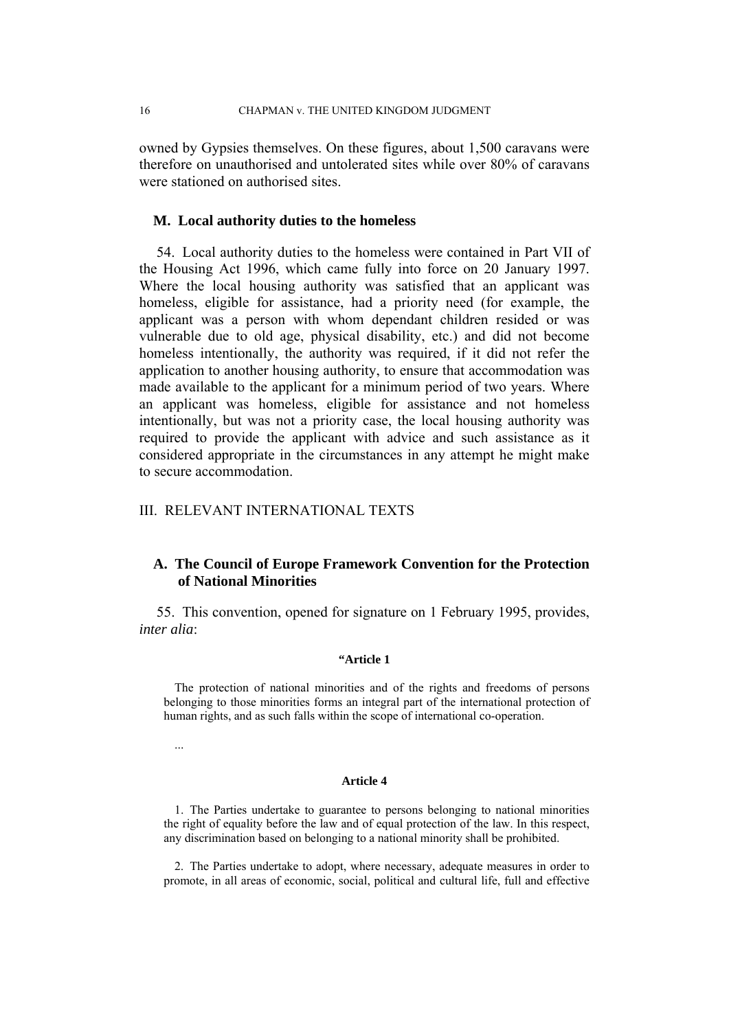owned by Gypsies themselves. On these figures, about 1,500 caravans were therefore on unauthorised and untolerated sites while over 80% of caravans were stationed on authorised sites.

### M. Local authority duties to the homeless

54. Local authority duties to the homeless were contained in Part VII of the Housing Act 1996, which came fully into force on 20 January 1997. Where the local housing authority was satisfied that an applicant was homeless, eligible for assistance, had a priority need (for example, the applicant was a person with whom dependant children resided or was vulnerable due to old age, physical disability, etc.) and did not become homeless intentionally, the authority was required, if it did not refer the application to another housing authority, to ensure that accommodation was made available to the applicant for a minimum period of two years. Where an applicant was homeless, eligible for assistance and not homeless intentionally, but was not a priority case, the local housing authority was required to provide the applicant with advice and such assistance as it considered appropriate in the circumstances in any attempt he might make to secure accommodation.

## III. RELEVANT INTERNATIONAL TEXTS

### A. The Council of Europe Framework Convention for the Protection of National Minorities

55. This convention, opened for signature on 1 February 1995, provides, *inter alia*:

> **"Article 1**
>
> The protection of national minorities and of the rights and freedoms of persons belonging to those minorities forms an integral part of the international protection of human rights, and as such falls within the scope of international co-operation.
>
> ...
>
> **Article 4**
>
> 1. The Parties undertake to guarantee to persons belonging to national minorities the right of equality before the law and of equal protection of the law. In this respect, any discrimination based on belonging to a national minority shall be prohibited.
>
> 2. The Parties undertake to adopt, where necessary, adequate measures in order to promote, in all areas of economic, social, political and cultural life, full and effective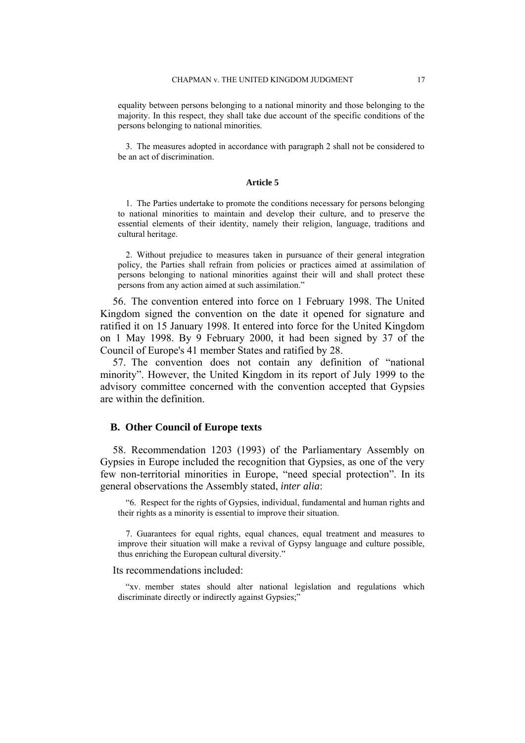equality between persons belonging to a national minority and those belonging to the majority. In this respect, they shall take due account of the specific conditions of the persons belonging to national minorities.

3. The measures adopted in accordance with paragraph 2 shall not be considered to be an act of discrimination.

**Article 5**

1. The Parties undertake to promote the conditions necessary for persons belonging to national minorities to maintain and develop their culture, and to preserve the essential elements of their identity, namely their religion, language, traditions and cultural heritage.

2. Without prejudice to measures taken in pursuance of their general integration policy, the Parties shall refrain from policies or practices aimed at assimilation of persons belonging to national minorities against their will and shall protect these persons from any action aimed at such assimilation."

56. The convention entered into force on 1 February 1998. The United Kingdom signed the convention on the date it opened for signature and ratified it on 15 January 1998. It entered into force for the United Kingdom on 1 May 1998. By 9 February 2000, it had been signed by 37 of the Council of Europe's 41 member States and ratified by 28.

57. The convention does not contain any definition of "national minority". However, the United Kingdom in its report of July 1999 to the advisory committee concerned with the convention accepted that Gypsies are within the definition.

## B. Other Council of Europe texts

58. Recommendation 1203 (1993) of the Parliamentary Assembly on Gypsies in Europe included the recognition that Gypsies, as one of the very few non-territorial minorities in Europe, "need special protection". In its general observations the Assembly stated, *inter alia*:

"6. Respect for the rights of Gypsies, individual, fundamental and human rights and their rights as a minority is essential to improve their situation.

7. Guarantees for equal rights, equal chances, equal treatment and measures to improve their situation will make a revival of Gypsy language and culture possible, thus enriching the European cultural diversity."

Its recommendations included:

"xv. member states should alter national legislation and regulations which discriminate directly or indirectly against Gypsies;"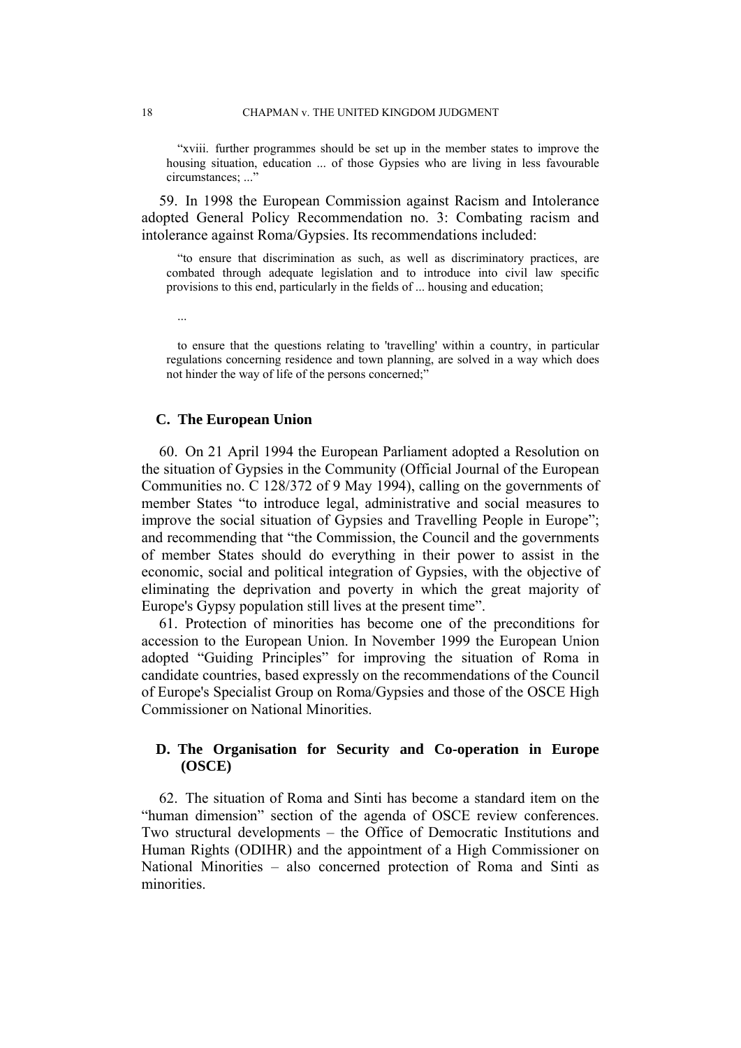"xviii. further programmes should be set up in the member states to improve the housing situation, education ... of those Gypsies who are living in less favourable circumstances; ..."

59. In 1998 the European Commission against Racism and Intolerance adopted General Policy Recommendation no. 3: Combating racism and intolerance against Roma/Gypsies. Its recommendations included:

"to ensure that discrimination as such, as well as discriminatory practices, are combated through adequate legislation and to introduce into civil law specific provisions to this end, particularly in the fields of ... housing and education;

...

to ensure that the questions relating to 'travelling' within a country, in particular regulations concerning residence and town planning, are solved in a way which does not hinder the way of life of the persons concerned;"

### C. The European Union

60. On 21 April 1994 the European Parliament adopted a Resolution on the situation of Gypsies in the Community (Official Journal of the European Communities no. C 128/372 of 9 May 1994), calling on the governments of member States "to introduce legal, administrative and social measures to improve the social situation of Gypsies and Travelling People in Europe"; and recommending that "the Commission, the Council and the governments of member States should do everything in their power to assist in the economic, social and political integration of Gypsies, with the objective of eliminating the deprivation and poverty in which the great majority of Europe's Gypsy population still lives at the present time".

61. Protection of minorities has become one of the preconditions for accession to the European Union. In November 1999 the European Union adopted "Guiding Principles" for improving the situation of Roma in candidate countries, based expressly on the recommendations of the Council of Europe's Specialist Group on Roma/Gypsies and those of the OSCE High Commissioner on National Minorities.

### D. The Organisation for Security and Co-operation in Europe (OSCE)

62. The situation of Roma and Sinti has become a standard item on the "human dimension" section of the agenda of OSCE review conferences. Two structural developments – the Office of Democratic Institutions and Human Rights (ODIHR) and the appointment of a High Commissioner on National Minorities – also concerned protection of Roma and Sinti as minorities.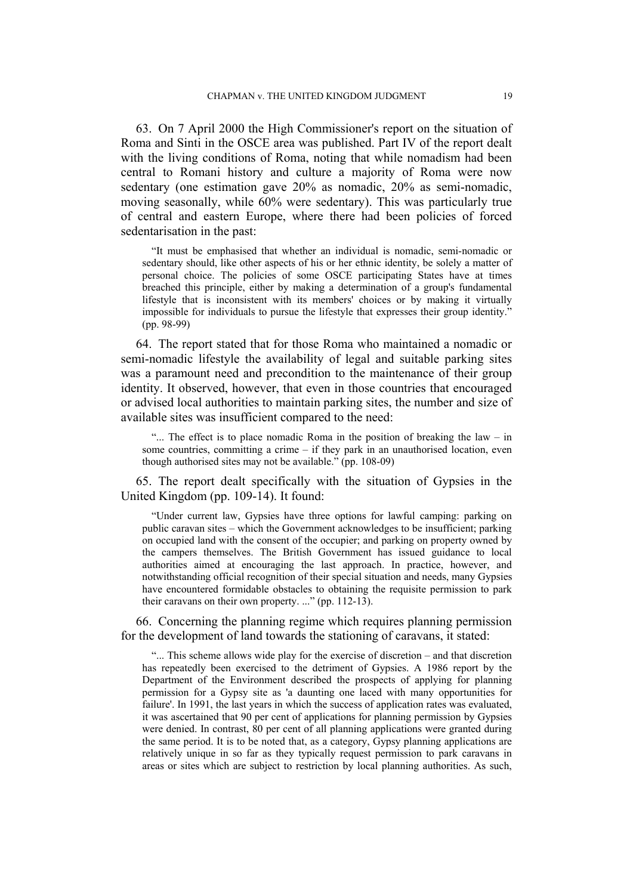63. On 7 April 2000 the High Commissioner's report on the situation of Roma and Sinti in the OSCE area was published. Part IV of the report dealt with the living conditions of Roma, noting that while nomadism had been central to Romani history and culture a majority of Roma were now sedentary (one estimation gave 20% as nomadic, 20% as semi-nomadic, moving seasonally, while 60% were sedentary). This was particularly true of central and eastern Europe, where there had been policies of forced sedentarisation in the past:

> "It must be emphasised that whether an individual is nomadic, semi-nomadic or sedentary should, like other aspects of his or her ethnic identity, be solely a matter of personal choice. The policies of some OSCE participating States have at times breached this principle, either by making a determination of a group's fundamental lifestyle that is inconsistent with its members' choices or by making it virtually impossible for individuals to pursue the lifestyle that expresses their group identity." (pp. 98-99)

64. The report stated that for those Roma who maintained a nomadic or semi-nomadic lifestyle the availability of legal and suitable parking sites was a paramount need and precondition to the maintenance of their group identity. It observed, however, that even in those countries that encouraged or advised local authorities to maintain parking sites, the number and size of available sites was insufficient compared to the need:

> "... The effect is to place nomadic Roma in the position of breaking the law – in some countries, committing a crime – if they park in an unauthorised location, even though authorised sites may not be available." (pp. 108-09)

65. The report dealt specifically with the situation of Gypsies in the United Kingdom (pp. 109-14). It found:

> "Under current law, Gypsies have three options for lawful camping: parking on public caravan sites – which the Government acknowledges to be insufficient; parking on occupied land with the consent of the occupier; and parking on property owned by the campers themselves. The British Government has issued guidance to local authorities aimed at encouraging the last approach. In practice, however, and notwithstanding official recognition of their special situation and needs, many Gypsies have encountered formidable obstacles to obtaining the requisite permission to park their caravans on their own property. ..." (pp. 112-13).

66. Concerning the planning regime which requires planning permission for the development of land towards the stationing of caravans, it stated:

> "... This scheme allows wide play for the exercise of discretion – and that discretion has repeatedly been exercised to the detriment of Gypsies. A 1986 report by the Department of the Environment described the prospects of applying for planning permission for a Gypsy site as 'a daunting one laced with many opportunities for failure'. In 1991, the last years in which the success of application rates was evaluated, it was ascertained that 90 per cent of applications for planning permission by Gypsies were denied. In contrast, 80 per cent of all planning applications were granted during the same period. It is to be noted that, as a category, Gypsy planning applications are relatively unique in so far as they typically request permission to park caravans in areas or sites which are subject to restriction by local planning authorities. As such,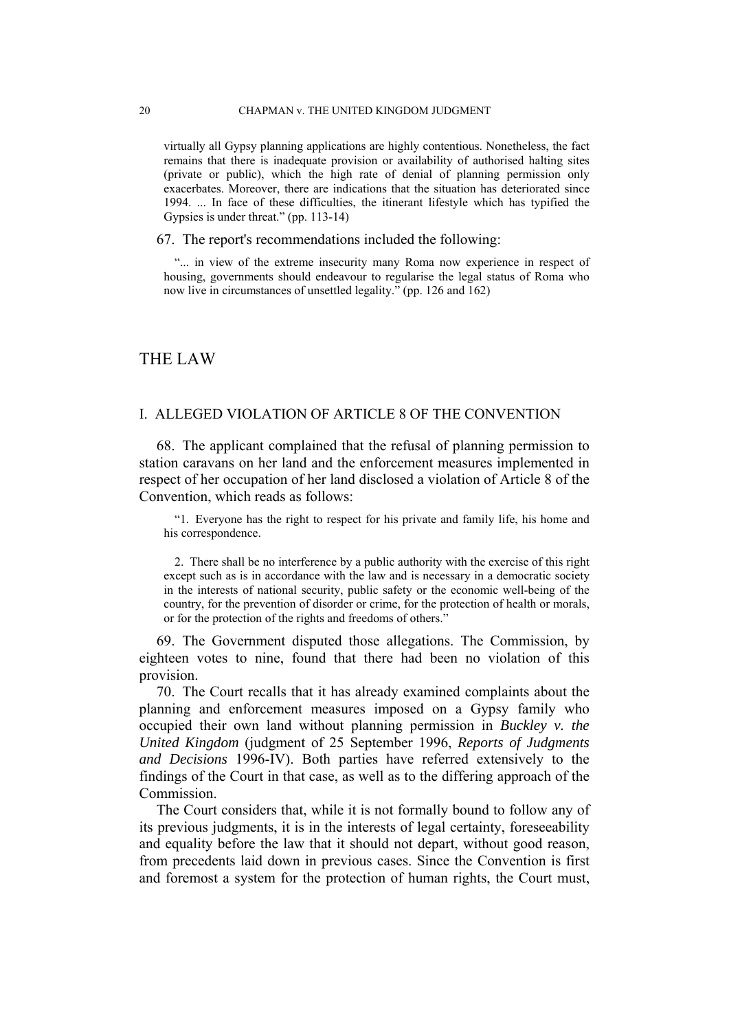virtually all Gypsy planning applications are highly contentious. Nonetheless, the fact remains that there is inadequate provision or availability of authorised halting sites (private or public), which the high rate of denial of planning permission only exacerbates. Moreover, there are indications that the situation has deteriorated since 1994. ... In face of these difficulties, the itinerant lifestyle which has typified the Gypsies is under threat." (pp. 113-14)

67. The report's recommendations included the following:

> "... in view of the extreme insecurity many Roma now experience in respect of housing, governments should endeavour to regularise the legal status of Roma who now live in circumstances of unsettled legality." (pp. 126 and 162)

# THE LAW

## I. ALLEGED VIOLATION OF ARTICLE 8 OF THE CONVENTION

68. The applicant complained that the refusal of planning permission to station caravans on her land and the enforcement measures implemented in respect of her occupation of her land disclosed a violation of Article 8 of the Convention, which reads as follows:

> "1. Everyone has the right to respect for his private and family life, his home and his correspondence.
>
> 2. There shall be no interference by a public authority with the exercise of this right except such as is in accordance with the law and is necessary in a democratic society in the interests of national security, public safety or the economic well-being of the country, for the prevention of disorder or crime, for the protection of health or morals, or for the protection of the rights and freedoms of others."

69. The Government disputed those allegations. The Commission, by eighteen votes to nine, found that there had been no violation of this provision.

70. The Court recalls that it has already examined complaints about the planning and enforcement measures imposed on a Gypsy family who occupied their own land without planning permission in *Buckley v. the United Kingdom* (judgment of 25 September 1996, *Reports of Judgments and Decisions* 1996-IV). Both parties have referred extensively to the findings of the Court in that case, as well as to the differing approach of the Commission.

The Court considers that, while it is not formally bound to follow any of its previous judgments, it is in the interests of legal certainty, foreseeability and equality before the law that it should not depart, without good reason, from precedents laid down in previous cases. Since the Convention is first and foremost a system for the protection of human rights, the Court must,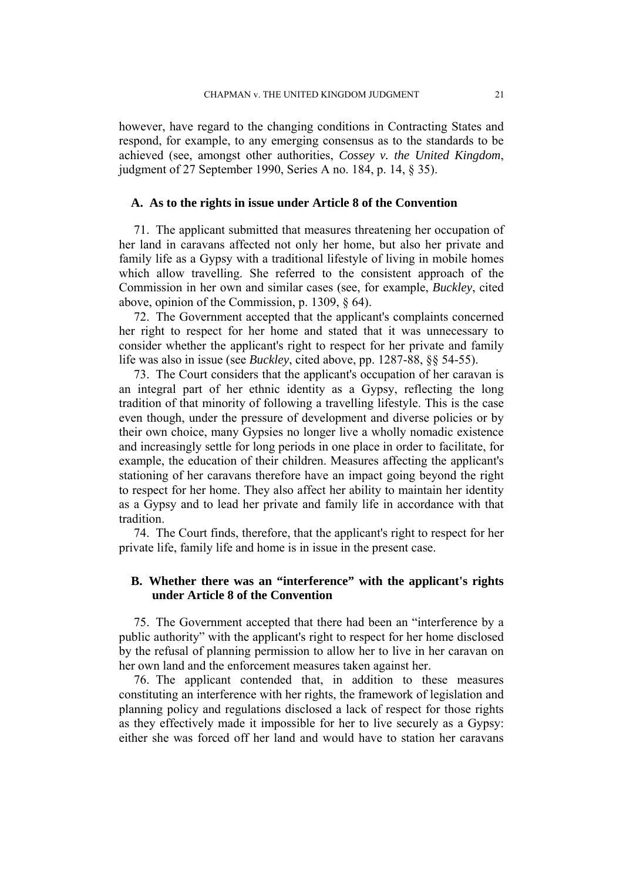however, have regard to the changing conditions in Contracting States and respond, for example, to any emerging consensus as to the standards to be achieved (see, amongst other authorities, *Cossey v. the United Kingdom*, judgment of 27 September 1990, Series A no. 184, p. 14, § 35).

## A. As to the rights in issue under Article 8 of the Convention

71. The applicant submitted that measures threatening her occupation of her land in caravans affected not only her home, but also her private and family life as a Gypsy with a traditional lifestyle of living in mobile homes which allow travelling. She referred to the consistent approach of the Commission in her own and similar cases (see, for example, *Buckley*, cited above, opinion of the Commission, p. 1309, § 64).

72. The Government accepted that the applicant's complaints concerned her right to respect for her home and stated that it was unnecessary to consider whether the applicant's right to respect for her private and family life was also in issue (see *Buckley*, cited above, pp. 1287-88, §§ 54-55).

73. The Court considers that the applicant's occupation of her caravan is an integral part of her ethnic identity as a Gypsy, reflecting the long tradition of that minority of following a travelling lifestyle. This is the case even though, under the pressure of development and diverse policies or by their own choice, many Gypsies no longer live a wholly nomadic existence and increasingly settle for long periods in one place in order to facilitate, for example, the education of their children. Measures affecting the applicant's stationing of her caravans therefore have an impact going beyond the right to respect for her home. They also affect her ability to maintain her identity as a Gypsy and to lead her private and family life in accordance with that tradition.

74. The Court finds, therefore, that the applicant's right to respect for her private life, family life and home is in issue in the present case.

## B. Whether there was an "interference" with the applicant's rights under Article 8 of the Convention

75. The Government accepted that there had been an "interference by a public authority" with the applicant's right to respect for her home disclosed by the refusal of planning permission to allow her to live in her caravan on her own land and the enforcement measures taken against her.

76. The applicant contended that, in addition to these measures constituting an interference with her rights, the framework of legislation and planning policy and regulations disclosed a lack of respect for those rights as they effectively made it impossible for her to live securely as a Gypsy: either she was forced off her land and would have to station her caravans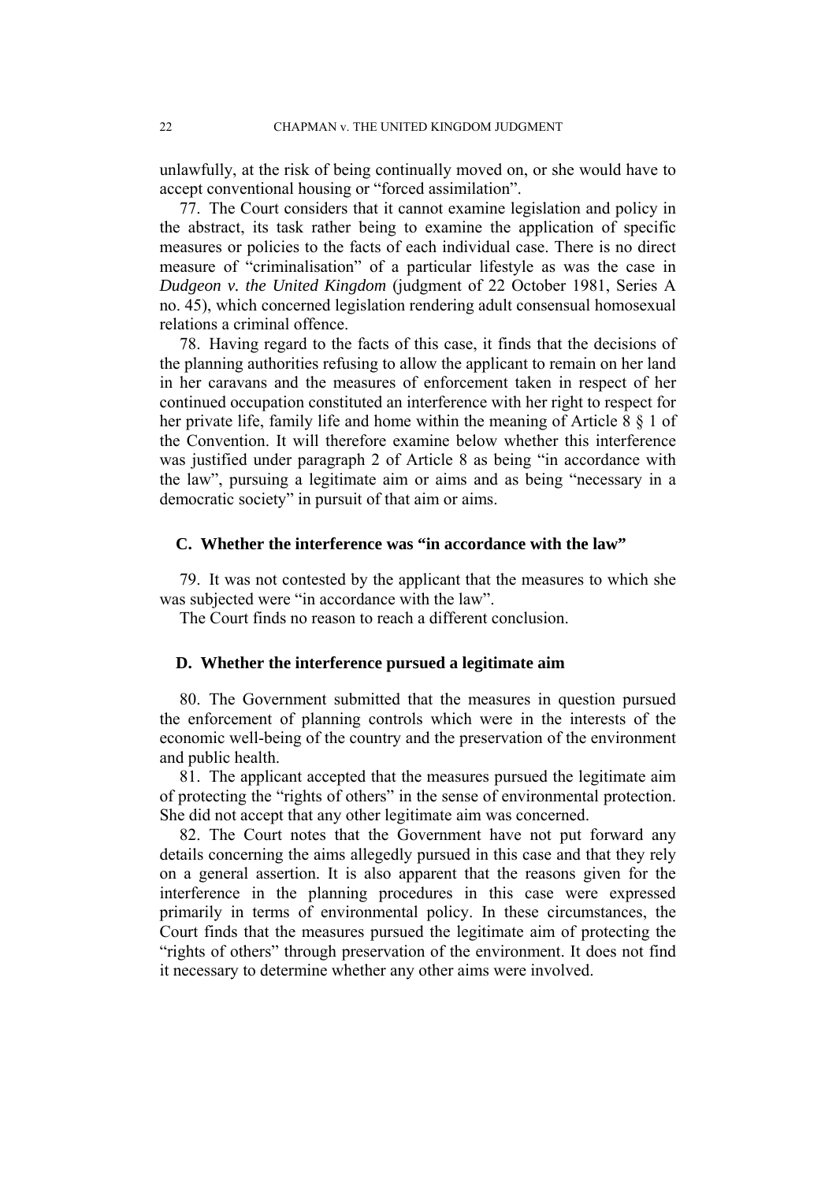unlawfully, at the risk of being continually moved on, or she would have to accept conventional housing or "forced assimilation".

77. The Court considers that it cannot examine legislation and policy in the abstract, its task rather being to examine the application of specific measures or policies to the facts of each individual case. There is no direct measure of "criminalisation" of a particular lifestyle as was the case in *Dudgeon v. the United Kingdom* (judgment of 22 October 1981, Series A no. 45), which concerned legislation rendering adult consensual homosexual relations a criminal offence.

78. Having regard to the facts of this case, it finds that the decisions of the planning authorities refusing to allow the applicant to remain on her land in her caravans and the measures of enforcement taken in respect of her continued occupation constituted an interference with her right to respect for her private life, family life and home within the meaning of Article 8 § 1 of the Convention. It will therefore examine below whether this interference was justified under paragraph 2 of Article 8 as being "in accordance with the law", pursuing a legitimate aim or aims and as being "necessary in a democratic society" in pursuit of that aim or aims.

### C. Whether the interference was "in accordance with the law"

79. It was not contested by the applicant that the measures to which she was subjected were "in accordance with the law".

The Court finds no reason to reach a different conclusion.

### D. Whether the interference pursued a legitimate aim

80. The Government submitted that the measures in question pursued the enforcement of planning controls which were in the interests of the economic well-being of the country and the preservation of the environment and public health.

81. The applicant accepted that the measures pursued the legitimate aim of protecting the "rights of others" in the sense of environmental protection. She did not accept that any other legitimate aim was concerned.

82. The Court notes that the Government have not put forward any details concerning the aims allegedly pursued in this case and that they rely on a general assertion. It is also apparent that the reasons given for the interference in the planning procedures in this case were expressed primarily in terms of environmental policy. In these circumstances, the Court finds that the measures pursued the legitimate aim of protecting the "rights of others" through preservation of the environment. It does not find it necessary to determine whether any other aims were involved.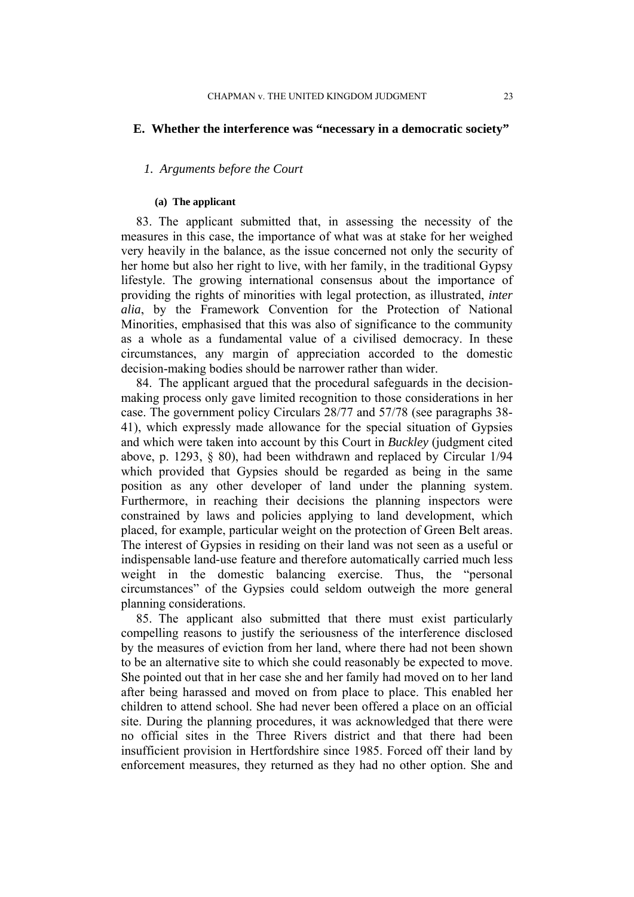## E. Whether the interference was "necessary in a democratic society"

### *1. Arguments before the Court*

#### (a) The applicant

83. The applicant submitted that, in assessing the necessity of the measures in this case, the importance of what was at stake for her weighed very heavily in the balance, as the issue concerned not only the security of her home but also her right to live, with her family, in the traditional Gypsy lifestyle. The growing international consensus about the importance of providing the rights of minorities with legal protection, as illustrated, *inter alia*, by the Framework Convention for the Protection of National Minorities, emphasised that this was also of significance to the community as a whole as a fundamental value of a civilised democracy. In these circumstances, any margin of appreciation accorded to the domestic decision-making bodies should be narrower rather than wider.

84. The applicant argued that the procedural safeguards in the decision-making process only gave limited recognition to those considerations in her case. The government policy Circulars 28/77 and 57/78 (see paragraphs 38-41), which expressly made allowance for the special situation of Gypsies and which were taken into account by this Court in *Buckley* (judgment cited above, p. 1293, § 80), had been withdrawn and replaced by Circular 1/94 which provided that Gypsies should be regarded as being in the same position as any other developer of land under the planning system. Furthermore, in reaching their decisions the planning inspectors were constrained by laws and policies applying to land development, which placed, for example, particular weight on the protection of Green Belt areas. The interest of Gypsies in residing on their land was not seen as a useful or indispensable land-use feature and therefore automatically carried much less weight in the domestic balancing exercise. Thus, the "personal circumstances" of the Gypsies could seldom outweigh the more general planning considerations.

85. The applicant also submitted that there must exist particularly compelling reasons to justify the seriousness of the interference disclosed by the measures of eviction from her land, where there had not been shown to be an alternative site to which she could reasonably be expected to move. She pointed out that in her case she and her family had moved on to her land after being harassed and moved on from place to place. This enabled her children to attend school. She had never been offered a place on an official site. During the planning procedures, it was acknowledged that there were no official sites in the Three Rivers district and that there had been insufficient provision in Hertfordshire since 1985. Forced off their land by enforcement measures, they returned as they had no other option. She and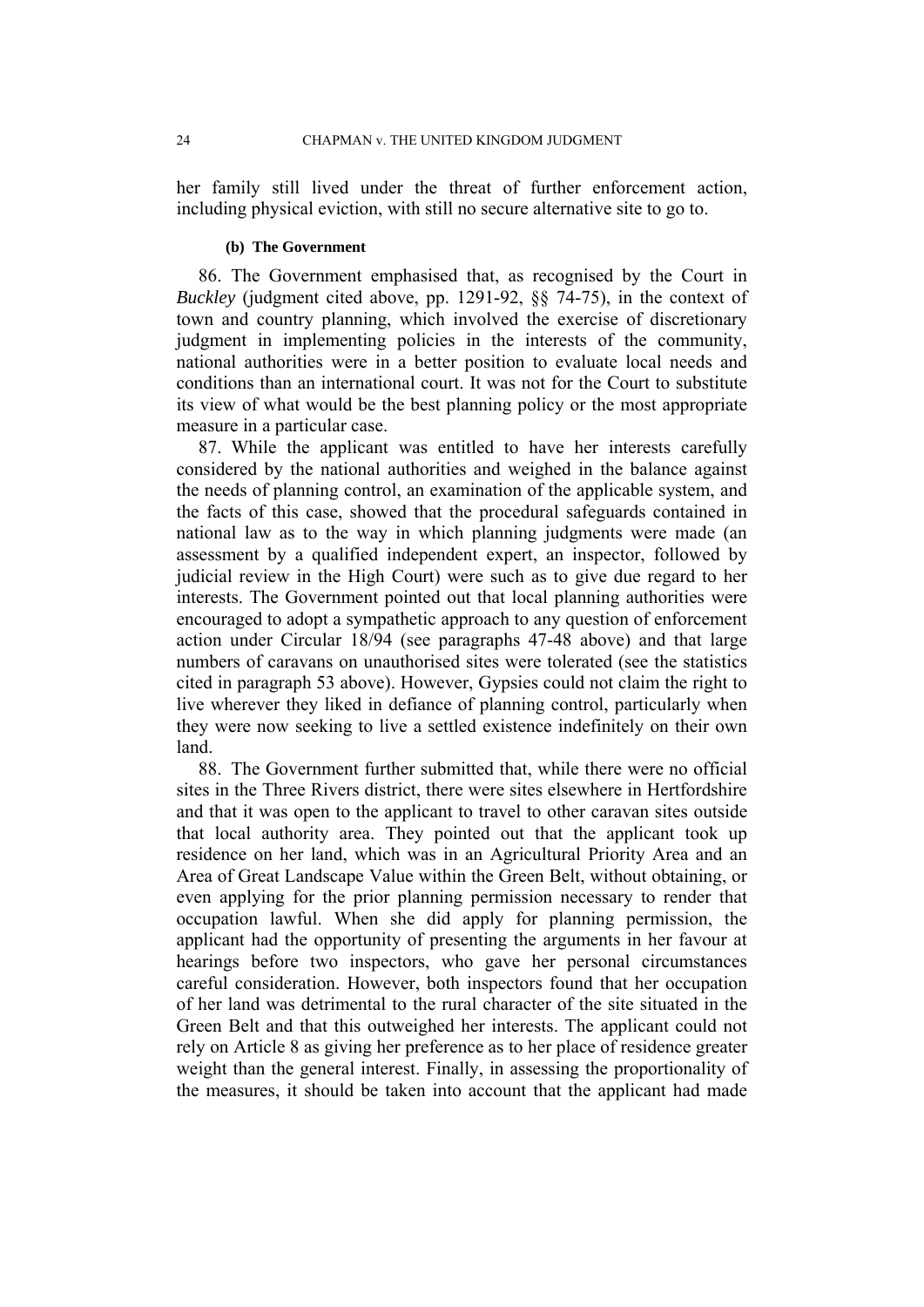her family still lived under the threat of further enforcement action, including physical eviction, with still no secure alternative site to go to.

#### (b) The Government

86. The Government emphasised that, as recognised by the Court in *Buckley* (judgment cited above, pp. 1291-92, §§ 74-75), in the context of town and country planning, which involved the exercise of discretionary judgment in implementing policies in the interests of the community, national authorities were in a better position to evaluate local needs and conditions than an international court. It was not for the Court to substitute its view of what would be the best planning policy or the most appropriate measure in a particular case.

87. While the applicant was entitled to have her interests carefully considered by the national authorities and weighed in the balance against the needs of planning control, an examination of the applicable system, and the facts of this case, showed that the procedural safeguards contained in national law as to the way in which planning judgments were made (an assessment by a qualified independent expert, an inspector, followed by judicial review in the High Court) were such as to give due regard to her interests. The Government pointed out that local planning authorities were encouraged to adopt a sympathetic approach to any question of enforcement action under Circular 18/94 (see paragraphs 47-48 above) and that large numbers of caravans on unauthorised sites were tolerated (see the statistics cited in paragraph 53 above). However, Gypsies could not claim the right to live wherever they liked in defiance of planning control, particularly when they were now seeking to live a settled existence indefinitely on their own land.

88. The Government further submitted that, while there were no official sites in the Three Rivers district, there were sites elsewhere in Hertfordshire and that it was open to the applicant to travel to other caravan sites outside that local authority area. They pointed out that the applicant took up residence on her land, which was in an Agricultural Priority Area and an Area of Great Landscape Value within the Green Belt, without obtaining, or even applying for the prior planning permission necessary to render that occupation lawful. When she did apply for planning permission, the applicant had the opportunity of presenting the arguments in her favour at hearings before two inspectors, who gave her personal circumstances careful consideration. However, both inspectors found that her occupation of her land was detrimental to the rural character of the site situated in the Green Belt and that this outweighed her interests. The applicant could not rely on Article 8 as giving her preference as to her place of residence greater weight than the general interest. Finally, in assessing the proportionality of the measures, it should be taken into account that the applicant had made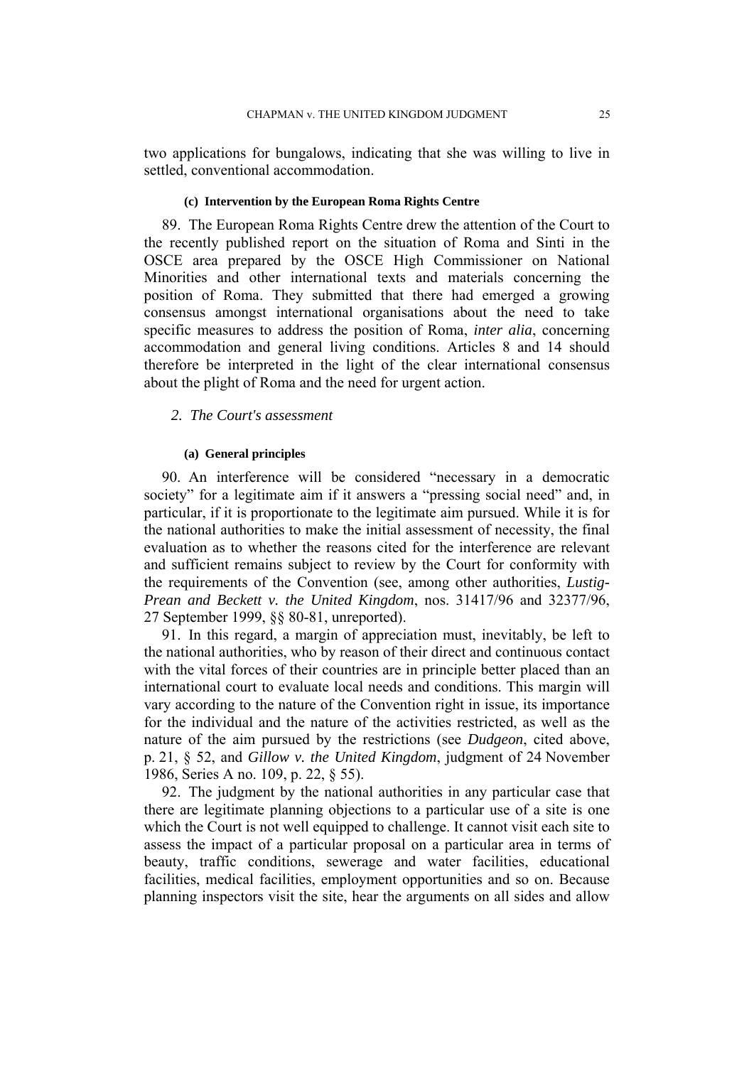two applications for bungalows, indicating that she was willing to live in settled, conventional accommodation.

#### (c) Intervention by the European Roma Rights Centre

89. The European Roma Rights Centre drew the attention of the Court to the recently published report on the situation of Roma and Sinti in the OSCE area prepared by the OSCE High Commissioner on National Minorities and other international texts and materials concerning the position of Roma. They submitted that there had emerged a growing consensus amongst international organisations about the need to take specific measures to address the position of Roma, *inter alia*, concerning accommodation and general living conditions. Articles 8 and 14 should therefore be interpreted in the light of the clear international consensus about the plight of Roma and the need for urgent action.

### *2. The Court's assessment*

#### (a) General principles

90. An interference will be considered "necessary in a democratic society" for a legitimate aim if it answers a "pressing social need" and, in particular, if it is proportionate to the legitimate aim pursued. While it is for the national authorities to make the initial assessment of necessity, the final evaluation as to whether the reasons cited for the interference are relevant and sufficient remains subject to review by the Court for conformity with the requirements of the Convention (see, among other authorities, *Lustig-Prean and Beckett v. the United Kingdom*, nos. 31417/96 and 32377/96, 27 September 1999, §§ 80-81, unreported).

91. In this regard, a margin of appreciation must, inevitably, be left to the national authorities, who by reason of their direct and continuous contact with the vital forces of their countries are in principle better placed than an international court to evaluate local needs and conditions. This margin will vary according to the nature of the Convention right in issue, its importance for the individual and the nature of the activities restricted, as well as the nature of the aim pursued by the restrictions (see *Dudgeon*, cited above, p. 21, § 52, and *Gillow v. the United Kingdom*, judgment of 24 November 1986, Series A no. 109, p. 22, § 55).

92. The judgment by the national authorities in any particular case that there are legitimate planning objections to a particular use of a site is one which the Court is not well equipped to challenge. It cannot visit each site to assess the impact of a particular proposal on a particular area in terms of beauty, traffic conditions, sewerage and water facilities, educational facilities, medical facilities, employment opportunities and so on. Because planning inspectors visit the site, hear the arguments on all sides and allow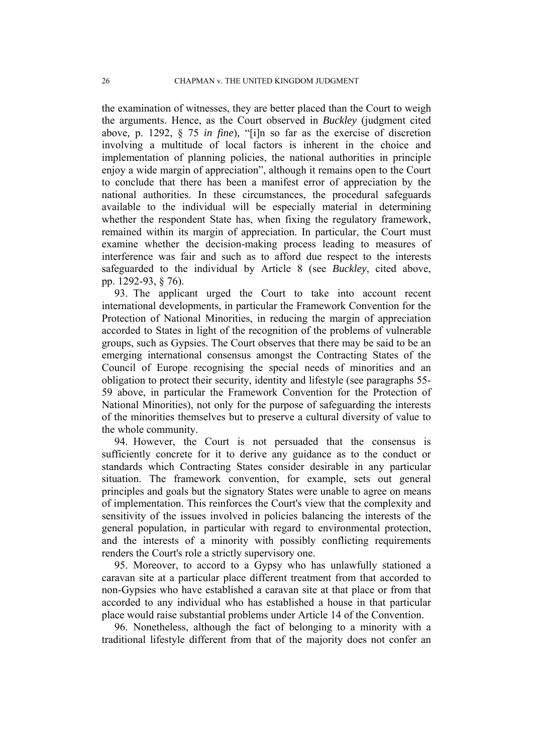the examination of witnesses, they are better placed than the Court to weigh the arguments. Hence, as the Court observed in *Buckley* (judgment cited above, p. 1292, § 75 *in fine*), "[i]n so far as the exercise of discretion involving a multitude of local factors is inherent in the choice and implementation of planning policies, the national authorities in principle enjoy a wide margin of appreciation", although it remains open to the Court to conclude that there has been a manifest error of appreciation by the national authorities. In these circumstances, the procedural safeguards available to the individual will be especially material in determining whether the respondent State has, when fixing the regulatory framework, remained within its margin of appreciation. In particular, the Court must examine whether the decision-making process leading to measures of interference was fair and such as to afford due respect to the interests safeguarded to the individual by Article 8 (see *Buckley*, cited above, pp. 1292-93, § 76).

93. The applicant urged the Court to take into account recent international developments, in particular the Framework Convention for the Protection of National Minorities, in reducing the margin of appreciation accorded to States in light of the recognition of the problems of vulnerable groups, such as Gypsies. The Court observes that there may be said to be an emerging international consensus amongst the Contracting States of the Council of Europe recognising the special needs of minorities and an obligation to protect their security, identity and lifestyle (see paragraphs 55-59 above, in particular the Framework Convention for the Protection of National Minorities), not only for the purpose of safeguarding the interests of the minorities themselves but to preserve a cultural diversity of value to the whole community.

94. However, the Court is not persuaded that the consensus is sufficiently concrete for it to derive any guidance as to the conduct or standards which Contracting States consider desirable in any particular situation. The framework convention, for example, sets out general principles and goals but the signatory States were unable to agree on means of implementation. This reinforces the Court's view that the complexity and sensitivity of the issues involved in policies balancing the interests of the general population, in particular with regard to environmental protection, and the interests of a minority with possibly conflicting requirements renders the Court's role a strictly supervisory one.

95. Moreover, to accord to a Gypsy who has unlawfully stationed a caravan site at a particular place different treatment from that accorded to non-Gypsies who have established a caravan site at that place or from that accorded to any individual who has established a house in that particular place would raise substantial problems under Article 14 of the Convention.

96. Nonetheless, although the fact of belonging to a minority with a traditional lifestyle different from that of the majority does not confer an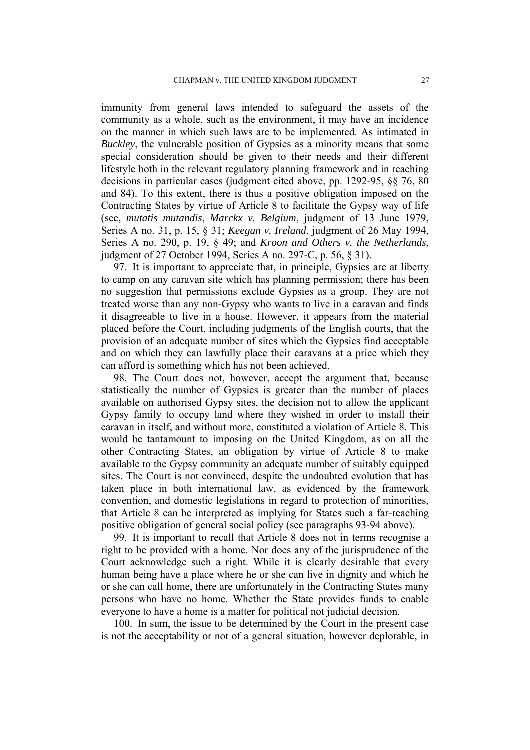immunity from general laws intended to safeguard the assets of the community as a whole, such as the environment, it may have an incidence on the manner in which such laws are to be implemented. As intimated in *Buckley*, the vulnerable position of Gypsies as a minority means that some special consideration should be given to their needs and their different lifestyle both in the relevant regulatory planning framework and in reaching decisions in particular cases (judgment cited above, pp. 1292-95, §§ 76, 80 and 84). To this extent, there is thus a positive obligation imposed on the Contracting States by virtue of Article 8 to facilitate the Gypsy way of life (see, *mutatis mutandis*, *Marckx v. Belgium*, judgment of 13 June 1979, Series A no. 31, p. 15, § 31; *Keegan v. Ireland*, judgment of 26 May 1994, Series A no. 290, p. 19, § 49; and *Kroon and Others v. the Netherlands*, judgment of 27 October 1994, Series A no. 297-C, p. 56, § 31).

97. It is important to appreciate that, in principle, Gypsies are at liberty to camp on any caravan site which has planning permission; there has been no suggestion that permissions exclude Gypsies as a group. They are not treated worse than any non-Gypsy who wants to live in a caravan and finds it disagreeable to live in a house. However, it appears from the material placed before the Court, including judgments of the English courts, that the provision of an adequate number of sites which the Gypsies find acceptable and on which they can lawfully place their caravans at a price which they can afford is something which has not been achieved.

98. The Court does not, however, accept the argument that, because statistically the number of Gypsies is greater than the number of places available on authorised Gypsy sites, the decision not to allow the applicant Gypsy family to occupy land where they wished in order to install their caravan in itself, and without more, constituted a violation of Article 8. This would be tantamount to imposing on the United Kingdom, as on all the other Contracting States, an obligation by virtue of Article 8 to make available to the Gypsy community an adequate number of suitably equipped sites. The Court is not convinced, despite the undoubted evolution that has taken place in both international law, as evidenced by the framework convention, and domestic legislations in regard to protection of minorities, that Article 8 can be interpreted as implying for States such a far-reaching positive obligation of general social policy (see paragraphs 93-94 above).

99. It is important to recall that Article 8 does not in terms recognise a right to be provided with a home. Nor does any of the jurisprudence of the Court acknowledge such a right. While it is clearly desirable that every human being have a place where he or she can live in dignity and which he or she can call home, there are unfortunately in the Contracting States many persons who have no home. Whether the State provides funds to enable everyone to have a home is a matter for political not judicial decision.

100. In sum, the issue to be determined by the Court in the present case is not the acceptability or not of a general situation, however deplorable, in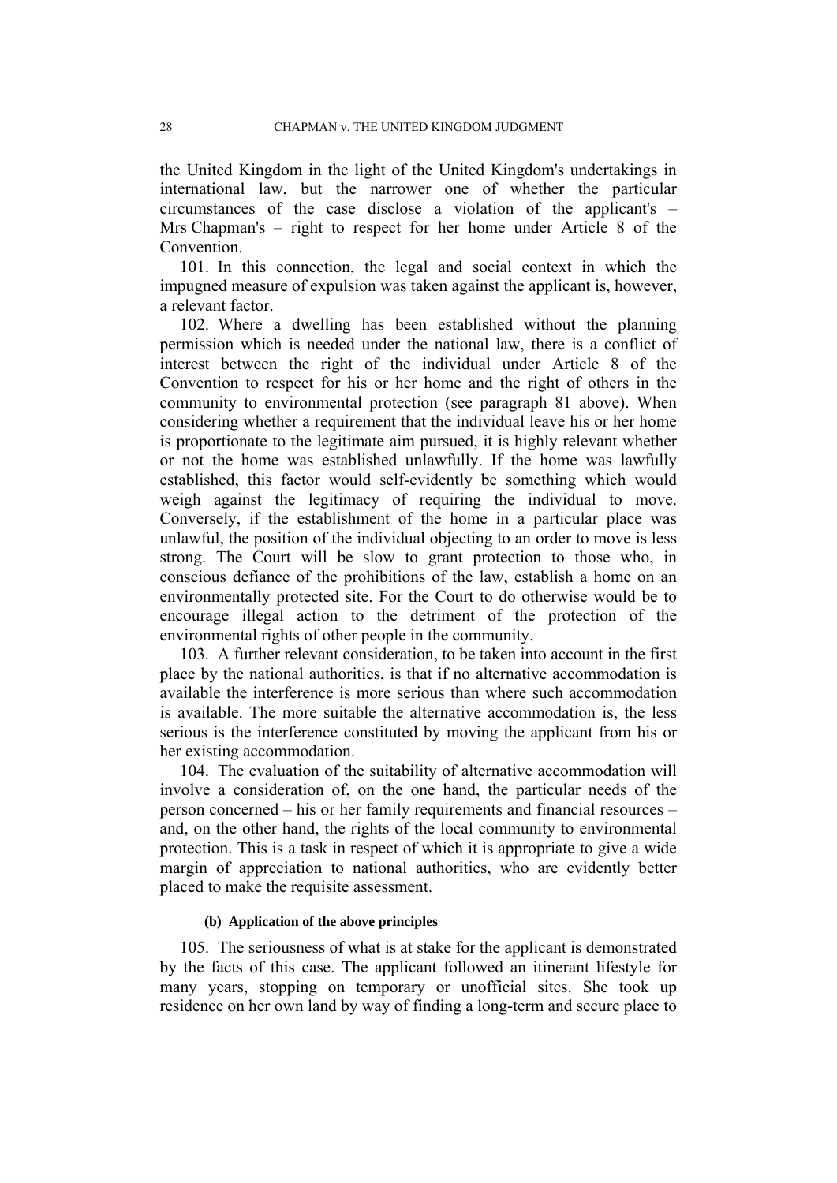the United Kingdom in the light of the United Kingdom's undertakings in international law, but the narrower one of whether the particular circumstances of the case disclose a violation of the applicant's – Mrs Chapman's – right to respect for her home under Article 8 of the Convention.

101. In this connection, the legal and social context in which the impugned measure of expulsion was taken against the applicant is, however, a relevant factor.

102. Where a dwelling has been established without the planning permission which is needed under the national law, there is a conflict of interest between the right of the individual under Article 8 of the Convention to respect for his or her home and the right of others in the community to environmental protection (see paragraph 81 above). When considering whether a requirement that the individual leave his or her home is proportionate to the legitimate aim pursued, it is highly relevant whether or not the home was established unlawfully. If the home was lawfully established, this factor would self-evidently be something which would weigh against the legitimacy of requiring the individual to move. Conversely, if the establishment of the home in a particular place was unlawful, the position of the individual objecting to an order to move is less strong. The Court will be slow to grant protection to those who, in conscious defiance of the prohibitions of the law, establish a home on an environmentally protected site. For the Court to do otherwise would be to encourage illegal action to the detriment of the protection of the environmental rights of other people in the community.

103. A further relevant consideration, to be taken into account in the first place by the national authorities, is that if no alternative accommodation is available the interference is more serious than where such accommodation is available. The more suitable the alternative accommodation is, the less serious is the interference constituted by moving the applicant from his or her existing accommodation.

104. The evaluation of the suitability of alternative accommodation will involve a consideration of, on the one hand, the particular needs of the person concerned – his or her family requirements and financial resources – and, on the other hand, the rights of the local community to environmental protection. This is a task in respect of which it is appropriate to give a wide margin of appreciation to national authorities, who are evidently better placed to make the requisite assessment.

#### (b) Application of the above principles

105. The seriousness of what is at stake for the applicant is demonstrated by the facts of this case. The applicant followed an itinerant lifestyle for many years, stopping on temporary or unofficial sites. She took up residence on her own land by way of finding a long-term and secure place to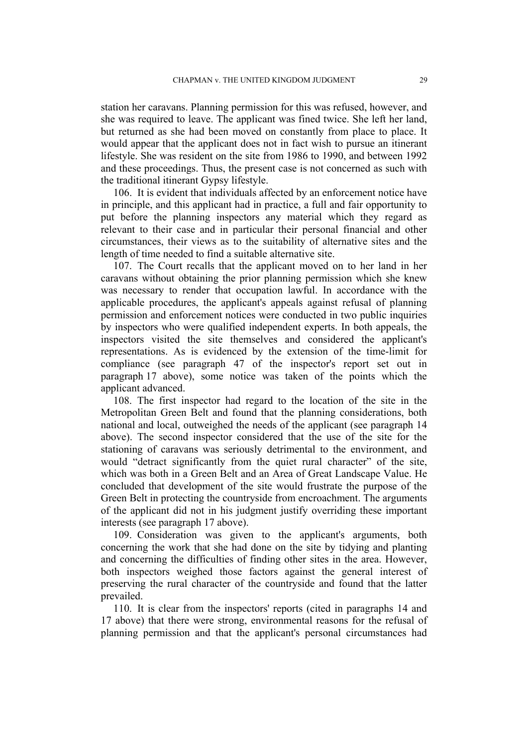station her caravans. Planning permission for this was refused, however, and she was required to leave. The applicant was fined twice. She left her land, but returned as she had been moved on constantly from place to place. It would appear that the applicant does not in fact wish to pursue an itinerant lifestyle. She was resident on the site from 1986 to 1990, and between 1992 and these proceedings. Thus, the present case is not concerned as such with the traditional itinerant Gypsy lifestyle.

106. It is evident that individuals affected by an enforcement notice have in principle, and this applicant had in practice, a full and fair opportunity to put before the planning inspectors any material which they regard as relevant to their case and in particular their personal financial and other circumstances, their views as to the suitability of alternative sites and the length of time needed to find a suitable alternative site.

107. The Court recalls that the applicant moved on to her land in her caravans without obtaining the prior planning permission which she knew was necessary to render that occupation lawful. In accordance with the applicable procedures, the applicant's appeals against refusal of planning permission and enforcement notices were conducted in two public inquiries by inspectors who were qualified independent experts. In both appeals, the inspectors visited the site themselves and considered the applicant's representations. As is evidenced by the extension of the time-limit for compliance (see paragraph 47 of the inspector's report set out in paragraph 17 above), some notice was taken of the points which the applicant advanced.

108. The first inspector had regard to the location of the site in the Metropolitan Green Belt and found that the planning considerations, both national and local, outweighed the needs of the applicant (see paragraph 14 above). The second inspector considered that the use of the site for the stationing of caravans was seriously detrimental to the environment, and would "detract significantly from the quiet rural character" of the site, which was both in a Green Belt and an Area of Great Landscape Value. He concluded that development of the site would frustrate the purpose of the Green Belt in protecting the countryside from encroachment. The arguments of the applicant did not in his judgment justify overriding these important interests (see paragraph 17 above).

109. Consideration was given to the applicant's arguments, both concerning the work that she had done on the site by tidying and planting and concerning the difficulties of finding other sites in the area. However, both inspectors weighed those factors against the general interest of preserving the rural character of the countryside and found that the latter prevailed.

110. It is clear from the inspectors' reports (cited in paragraphs 14 and 17 above) that there were strong, environmental reasons for the refusal of planning permission and that the applicant's personal circumstances had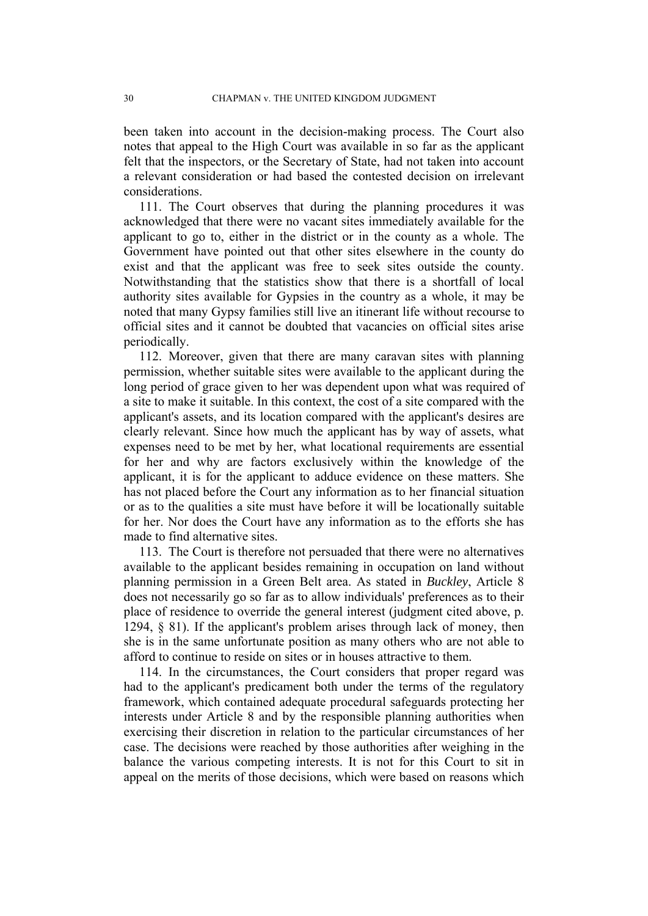been taken into account in the decision-making process. The Court also notes that appeal to the High Court was available in so far as the applicant felt that the inspectors, or the Secretary of State, had not taken into account a relevant consideration or had based the contested decision on irrelevant considerations.

111. The Court observes that during the planning procedures it was acknowledged that there were no vacant sites immediately available for the applicant to go to, either in the district or in the county as a whole. The Government have pointed out that other sites elsewhere in the county do exist and that the applicant was free to seek sites outside the county. Notwithstanding that the statistics show that there is a shortfall of local authority sites available for Gypsies in the country as a whole, it may be noted that many Gypsy families still live an itinerant life without recourse to official sites and it cannot be doubted that vacancies on official sites arise periodically.

112. Moreover, given that there are many caravan sites with planning permission, whether suitable sites were available to the applicant during the long period of grace given to her was dependent upon what was required of a site to make it suitable. In this context, the cost of a site compared with the applicant's assets, and its location compared with the applicant's desires are clearly relevant. Since how much the applicant has by way of assets, what expenses need to be met by her, what locational requirements are essential for her and why are factors exclusively within the knowledge of the applicant, it is for the applicant to adduce evidence on these matters. She has not placed before the Court any information as to her financial situation or as to the qualities a site must have before it will be locationally suitable for her. Nor does the Court have any information as to the efforts she has made to find alternative sites.

113. The Court is therefore not persuaded that there were no alternatives available to the applicant besides remaining in occupation on land without planning permission in a Green Belt area. As stated in *Buckley*, Article 8 does not necessarily go so far as to allow individuals' preferences as to their place of residence to override the general interest (judgment cited above, p. 1294, § 81). If the applicant's problem arises through lack of money, then she is in the same unfortunate position as many others who are not able to afford to continue to reside on sites or in houses attractive to them.

114. In the circumstances, the Court considers that proper regard was had to the applicant's predicament both under the terms of the regulatory framework, which contained adequate procedural safeguards protecting her interests under Article 8 and by the responsible planning authorities when exercising their discretion in relation to the particular circumstances of her case. The decisions were reached by those authorities after weighing in the balance the various competing interests. It is not for this Court to sit in appeal on the merits of those decisions, which were based on reasons which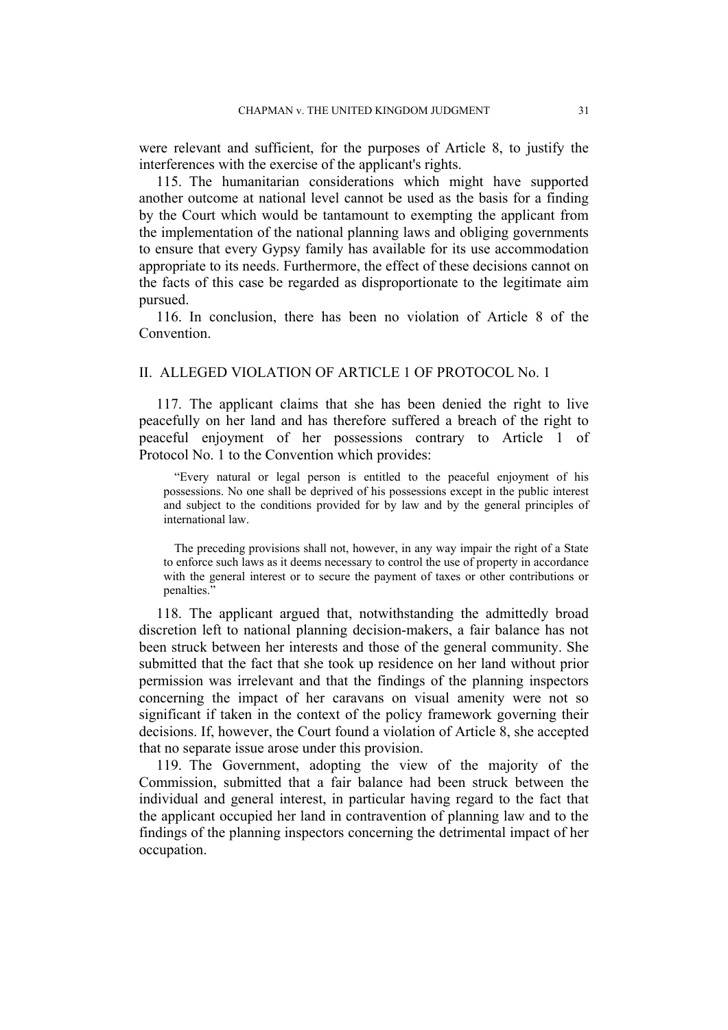were relevant and sufficient, for the purposes of Article 8, to justify the interferences with the exercise of the applicant's rights.

115. The humanitarian considerations which might have supported another outcome at national level cannot be used as the basis for a finding by the Court which would be tantamount to exempting the applicant from the implementation of the national planning laws and obliging governments to ensure that every Gypsy family has available for its use accommodation appropriate to its needs. Furthermore, the effect of these decisions cannot on the facts of this case be regarded as disproportionate to the legitimate aim pursued.

116. In conclusion, there has been no violation of Article 8 of the Convention.

## II. ALLEGED VIOLATION OF ARTICLE 1 OF PROTOCOL No. 1

117. The applicant claims that she has been denied the right to live peacefully on her land and has therefore suffered a breach of the right to peaceful enjoyment of her possessions contrary to Article 1 of Protocol No. 1 to the Convention which provides:

> "Every natural or legal person is entitled to the peaceful enjoyment of his possessions. No one shall be deprived of his possessions except in the public interest and subject to the conditions provided for by law and by the general principles of international law.
>
> The preceding provisions shall not, however, in any way impair the right of a State to enforce such laws as it deems necessary to control the use of property in accordance with the general interest or to secure the payment of taxes or other contributions or penalties."

118. The applicant argued that, notwithstanding the admittedly broad discretion left to national planning decision-makers, a fair balance has not been struck between her interests and those of the general community. She submitted that the fact that she took up residence on her land without prior permission was irrelevant and that the findings of the planning inspectors concerning the impact of her caravans on visual amenity were not so significant if taken in the context of the policy framework governing their decisions. If, however, the Court found a violation of Article 8, she accepted that no separate issue arose under this provision.

119. The Government, adopting the view of the majority of the Commission, submitted that a fair balance had been struck between the individual and general interest, in particular having regard to the fact that the applicant occupied her land in contravention of planning law and to the findings of the planning inspectors concerning the detrimental impact of her occupation.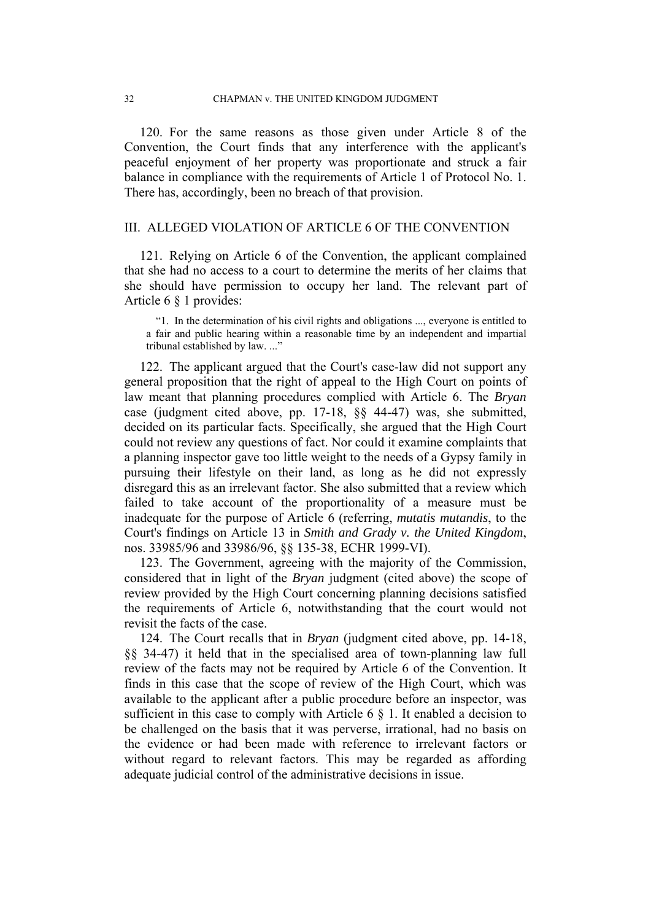120. For the same reasons as those given under Article 8 of the Convention, the Court finds that any interference with the applicant's peaceful enjoyment of her property was proportionate and struck a fair balance in compliance with the requirements of Article 1 of Protocol No. 1. There has, accordingly, been no breach of that provision.

## III. ALLEGED VIOLATION OF ARTICLE 6 OF THE CONVENTION

121. Relying on Article 6 of the Convention, the applicant complained that she had no access to a court to determine the merits of her claims that she should have permission to occupy her land. The relevant part of Article 6 § 1 provides:

> "1. In the determination of his civil rights and obligations ..., everyone is entitled to a fair and public hearing within a reasonable time by an independent and impartial tribunal established by law. ..."

122. The applicant argued that the Court's case-law did not support any general proposition that the right of appeal to the High Court on points of law meant that planning procedures complied with Article 6. The *Bryan* case (judgment cited above, pp. 17-18, §§ 44-47) was, she submitted, decided on its particular facts. Specifically, she argued that the High Court could not review any questions of fact. Nor could it examine complaints that a planning inspector gave too little weight to the needs of a Gypsy family in pursuing their lifestyle on their land, as long as he did not expressly disregard this as an irrelevant factor. She also submitted that a review which failed to take account of the proportionality of a measure must be inadequate for the purpose of Article 6 (referring, *mutatis mutandis*, to the Court's findings on Article 13 in *Smith and Grady v. the United Kingdom*, nos. 33985/96 and 33986/96, §§ 135-38, ECHR 1999-VI).

123. The Government, agreeing with the majority of the Commission, considered that in light of the *Bryan* judgment (cited above) the scope of review provided by the High Court concerning planning decisions satisfied the requirements of Article 6, notwithstanding that the court would not revisit the facts of the case.

124. The Court recalls that in *Bryan* (judgment cited above, pp. 14-18, §§ 34-47) it held that in the specialised area of town-planning law full review of the facts may not be required by Article 6 of the Convention. It finds in this case that the scope of review of the High Court, which was available to the applicant after a public procedure before an inspector, was sufficient in this case to comply with Article 6 § 1. It enabled a decision to be challenged on the basis that it was perverse, irrational, had no basis on the evidence or had been made with reference to irrelevant factors or without regard to relevant factors. This may be regarded as affording adequate judicial control of the administrative decisions in issue.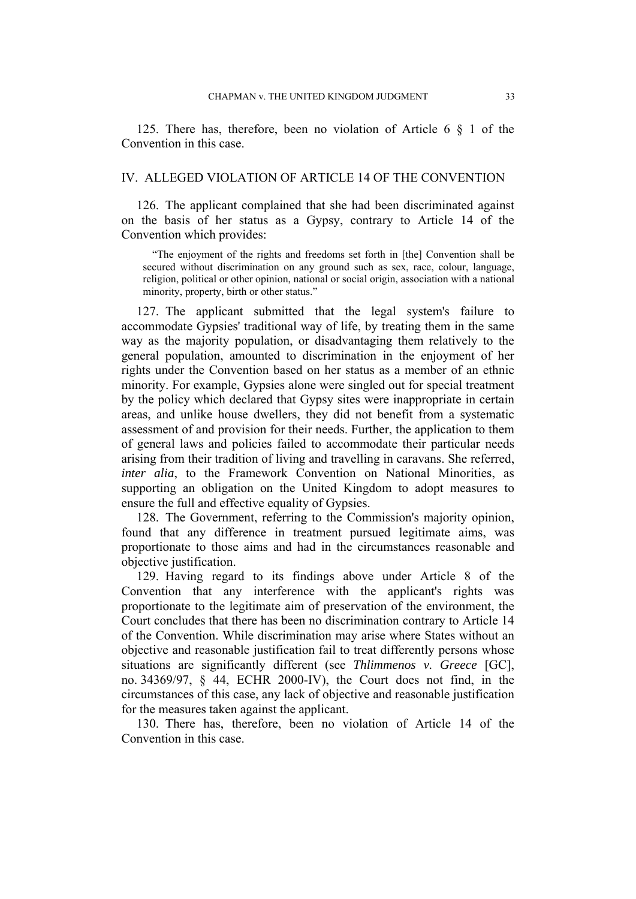125. There has, therefore, been no violation of Article 6 § 1 of the Convention in this case.

## IV. ALLEGED VIOLATION OF ARTICLE 14 OF THE CONVENTION

126. The applicant complained that she had been discriminated against on the basis of her status as a Gypsy, contrary to Article 14 of the Convention which provides:

> "The enjoyment of the rights and freedoms set forth in [the] Convention shall be secured without discrimination on any ground such as sex, race, colour, language, religion, political or other opinion, national or social origin, association with a national minority, property, birth or other status."

127. The applicant submitted that the legal system's failure to accommodate Gypsies' traditional way of life, by treating them in the same way as the majority population, or disadvantaging them relatively to the general population, amounted to discrimination in the enjoyment of her rights under the Convention based on her status as a member of an ethnic minority. For example, Gypsies alone were singled out for special treatment by the policy which declared that Gypsy sites were inappropriate in certain areas, and unlike house dwellers, they did not benefit from a systematic assessment of and provision for their needs. Further, the application to them of general laws and policies failed to accommodate their particular needs arising from their tradition of living and travelling in caravans. She referred, *inter alia*, to the Framework Convention on National Minorities, as supporting an obligation on the United Kingdom to adopt measures to ensure the full and effective equality of Gypsies.

128. The Government, referring to the Commission's majority opinion, found that any difference in treatment pursued legitimate aims, was proportionate to those aims and had in the circumstances reasonable and objective justification.

129. Having regard to its findings above under Article 8 of the Convention that any interference with the applicant's rights was proportionate to the legitimate aim of preservation of the environment, the Court concludes that there has been no discrimination contrary to Article 14 of the Convention. While discrimination may arise where States without an objective and reasonable justification fail to treat differently persons whose situations are significantly different (see *Thlimmenos v. Greece* [GC], no. 34369/97, § 44, ECHR 2000-IV), the Court does not find, in the circumstances of this case, any lack of objective and reasonable justification for the measures taken against the applicant.

130. There has, therefore, been no violation of Article 14 of the Convention in this case.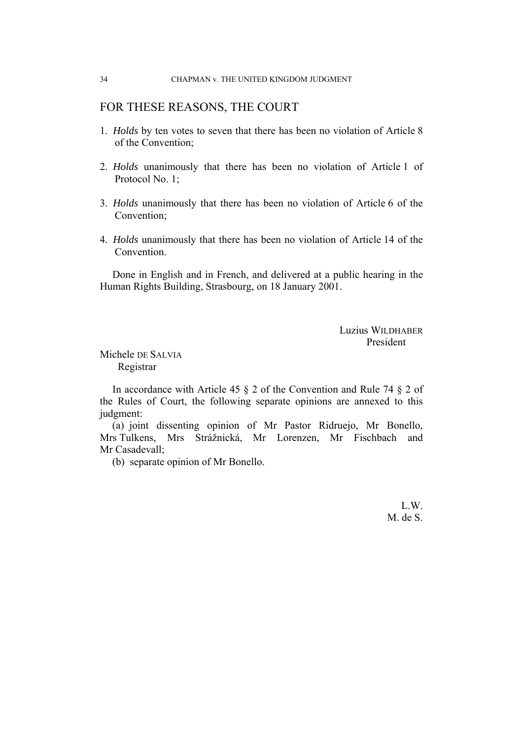## FOR THESE REASONS, THE COURT

1. *Holds* by ten votes to seven that there has been no violation of Article 8 of the Convention;

2. *Holds* unanimously that there has been no violation of Article 1 of Protocol No. 1;

3. *Holds* unanimously that there has been no violation of Article 6 of the Convention;

4. *Holds* unanimously that there has been no violation of Article 14 of the Convention.

Done in English and in French, and delivered at a public hearing in the Human Rights Building, Strasbourg, on 18 January 2001.

Luzius WILDHABER
President

Michele DE SALVIA
Registrar

In accordance with Article 45 § 2 of the Convention and Rule 74 § 2 of the Rules of Court, the following separate opinions are annexed to this judgment:

(a) joint dissenting opinion of Mr Pastor Ridruejo, Mr Bonello, Mrs Tulkens, Mrs Strážnická, Mr Lorenzen, Mr Fischbach and Mr Casadevall;

(b) separate opinion of Mr Bonello.

L.W.
M. de S.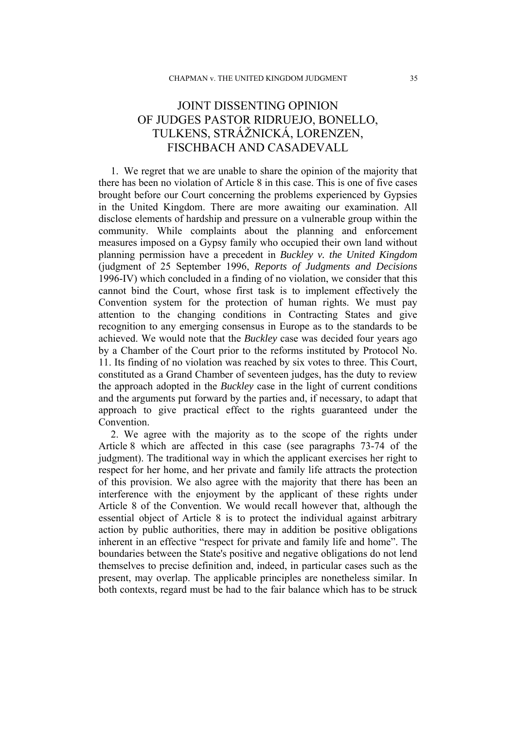# JOINT DISSENTING OPINION OF JUDGES PASTOR RIDRUEJO, BONELLO, TULKENS, STRÁŽNICKÁ, LORENZEN, FISCHBACH AND CASADEVALL

1. We regret that we are unable to share the opinion of the majority that there has been no violation of Article 8 in this case. This is one of five cases brought before our Court concerning the problems experienced by Gypsies in the United Kingdom. There are more awaiting our examination. All disclose elements of hardship and pressure on a vulnerable group within the community. While complaints about the planning and enforcement measures imposed on a Gypsy family who occupied their own land without planning permission have a precedent in *Buckley v. the United Kingdom* (judgment of 25 September 1996, *Reports of Judgments and Decisions* 1996-IV) which concluded in a finding of no violation, we consider that this cannot bind the Court, whose first task is to implement effectively the Convention system for the protection of human rights. We must pay attention to the changing conditions in Contracting States and give recognition to any emerging consensus in Europe as to the standards to be achieved. We would note that the *Buckley* case was decided four years ago by a Chamber of the Court prior to the reforms instituted by Protocol No. 11. Its finding of no violation was reached by six votes to three. This Court, constituted as a Grand Chamber of seventeen judges, has the duty to review the approach adopted in the *Buckley* case in the light of current conditions and the arguments put forward by the parties and, if necessary, to adapt that approach to give practical effect to the rights guaranteed under the Convention.

2. We agree with the majority as to the scope of the rights under Article 8 which are affected in this case (see paragraphs 73-74 of the judgment). The traditional way in which the applicant exercises her right to respect for her home, and her private and family life attracts the protection of this provision. We also agree with the majority that there has been an interference with the enjoyment by the applicant of these rights under Article 8 of the Convention. We would recall however that, although the essential object of Article 8 is to protect the individual against arbitrary action by public authorities, there may in addition be positive obligations inherent in an effective "respect for private and family life and home". The boundaries between the State's positive and negative obligations do not lend themselves to precise definition and, indeed, in particular cases such as the present, may overlap. The applicable principles are nonetheless similar. In both contexts, regard must be had to the fair balance which has to be struck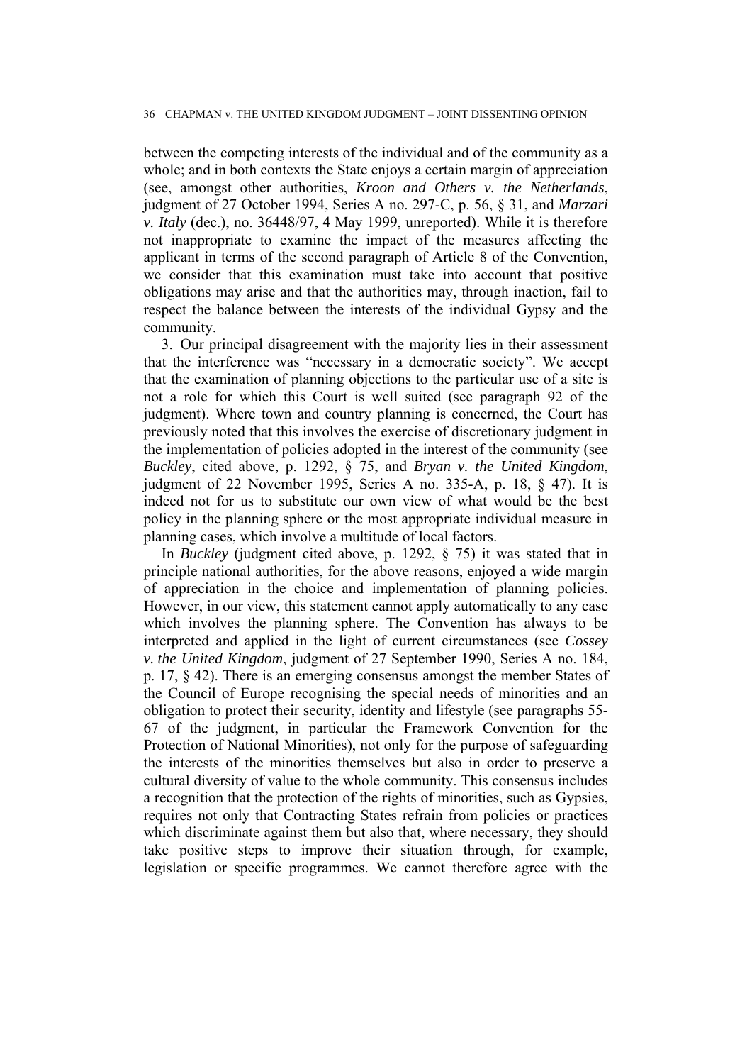between the competing interests of the individual and of the community as a whole; and in both contexts the State enjoys a certain margin of appreciation (see, amongst other authorities, *Kroon and Others v. the Netherlands*, judgment of 27 October 1994, Series A no. 297-C, p. 56, § 31, and *Marzari v. Italy* (dec.), no. 36448/97, 4 May 1999, unreported). While it is therefore not inappropriate to examine the impact of the measures affecting the applicant in terms of the second paragraph of Article 8 of the Convention, we consider that this examination must take into account that positive obligations may arise and that the authorities may, through inaction, fail to respect the balance between the interests of the individual Gypsy and the community.

3. Our principal disagreement with the majority lies in their assessment that the interference was "necessary in a democratic society". We accept that the examination of planning objections to the particular use of a site is not a role for which this Court is well suited (see paragraph 92 of the judgment). Where town and country planning is concerned, the Court has previously noted that this involves the exercise of discretionary judgment in the implementation of policies adopted in the interest of the community (see *Buckley*, cited above, p. 1292, § 75, and *Bryan v. the United Kingdom*, judgment of 22 November 1995, Series A no. 335-A, p. 18, § 47). It is indeed not for us to substitute our own view of what would be the best policy in the planning sphere or the most appropriate individual measure in planning cases, which involve a multitude of local factors.

In *Buckley* (judgment cited above, p. 1292, § 75) it was stated that in principle national authorities, for the above reasons, enjoyed a wide margin of appreciation in the choice and implementation of planning policies. However, in our view, this statement cannot apply automatically to any case which involves the planning sphere. The Convention has always to be interpreted and applied in the light of current circumstances (see *Cossey v. the United Kingdom*, judgment of 27 September 1990, Series A no. 184, p. 17, § 42). There is an emerging consensus amongst the member States of the Council of Europe recognising the special needs of minorities and an obligation to protect their security, identity and lifestyle (see paragraphs 55-67 of the judgment, in particular the Framework Convention for the Protection of National Minorities), not only for the purpose of safeguarding the interests of the minorities themselves but also in order to preserve a cultural diversity of value to the whole community. This consensus includes a recognition that the protection of the rights of minorities, such as Gypsies, requires not only that Contracting States refrain from policies or practices which discriminate against them but also that, where necessary, they should take positive steps to improve their situation through, for example, legislation or specific programmes. We cannot therefore agree with the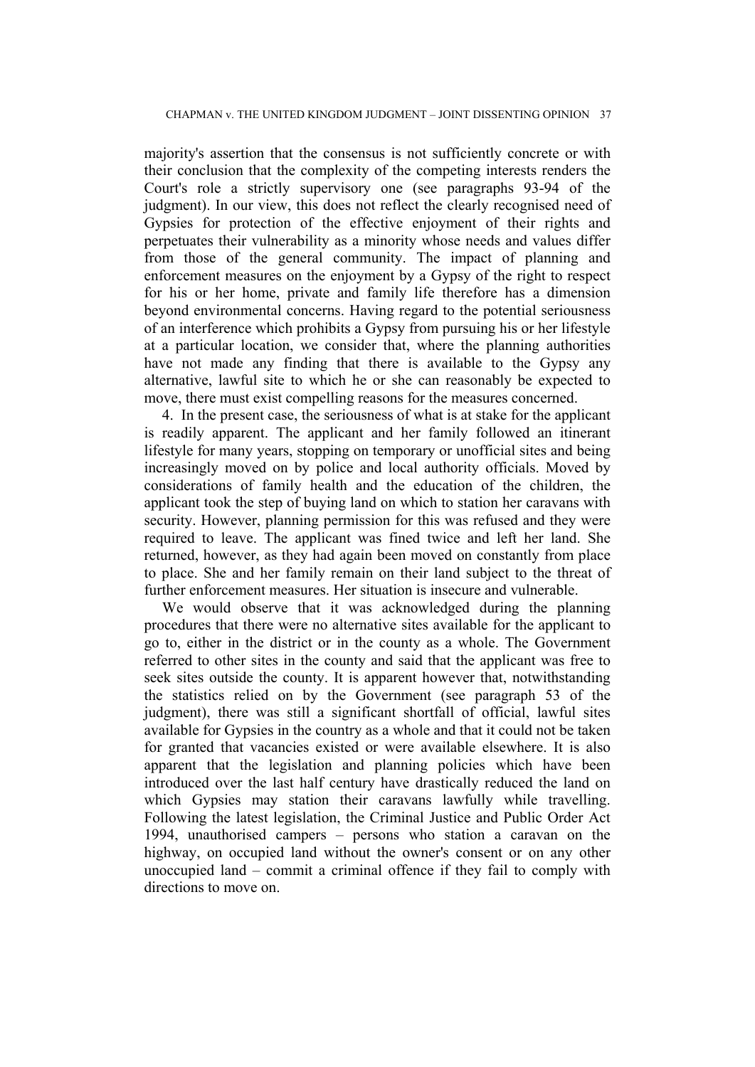majority's assertion that the consensus is not sufficiently concrete or with their conclusion that the complexity of the competing interests renders the Court's role a strictly supervisory one (see paragraphs 93-94 of the judgment). In our view, this does not reflect the clearly recognised need of Gypsies for protection of the effective enjoyment of their rights and perpetuates their vulnerability as a minority whose needs and values differ from those of the general community. The impact of planning and enforcement measures on the enjoyment by a Gypsy of the right to respect for his or her home, private and family life therefore has a dimension beyond environmental concerns. Having regard to the potential seriousness of an interference which prohibits a Gypsy from pursuing his or her lifestyle at a particular location, we consider that, where the planning authorities have not made any finding that there is available to the Gypsy any alternative, lawful site to which he or she can reasonably be expected to move, there must exist compelling reasons for the measures concerned.

4. In the present case, the seriousness of what is at stake for the applicant is readily apparent. The applicant and her family followed an itinerant lifestyle for many years, stopping on temporary or unofficial sites and being increasingly moved on by police and local authority officials. Moved by considerations of family health and the education of the children, the applicant took the step of buying land on which to station her caravans with security. However, planning permission for this was refused and they were required to leave. The applicant was fined twice and left her land. She returned, however, as they had again been moved on constantly from place to place. She and her family remain on their land subject to the threat of further enforcement measures. Her situation is insecure and vulnerable.

We would observe that it was acknowledged during the planning procedures that there were no alternative sites available for the applicant to go to, either in the district or in the county as a whole. The Government referred to other sites in the county and said that the applicant was free to seek sites outside the county. It is apparent however that, notwithstanding the statistics relied on by the Government (see paragraph 53 of the judgment), there was still a significant shortfall of official, lawful sites available for Gypsies in the country as a whole and that it could not be taken for granted that vacancies existed or were available elsewhere. It is also apparent that the legislation and planning policies which have been introduced over the last half century have drastically reduced the land on which Gypsies may station their caravans lawfully while travelling. Following the latest legislation, the Criminal Justice and Public Order Act 1994, unauthorised campers – persons who station a caravan on the highway, on occupied land without the owner's consent or on any other unoccupied land – commit a criminal offence if they fail to comply with directions to move on.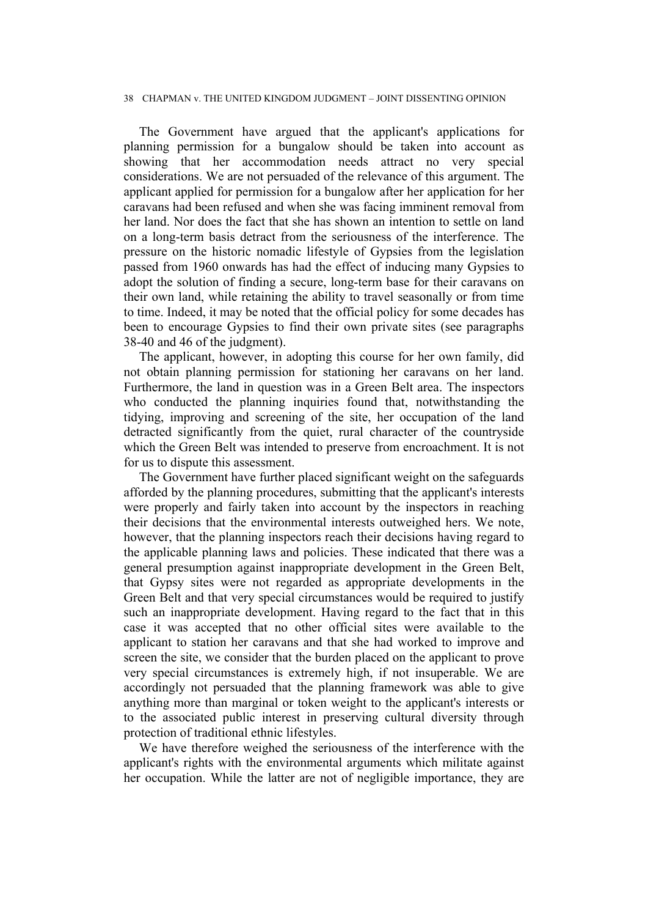The Government have argued that the applicant's applications for planning permission for a bungalow should be taken into account as showing that her accommodation needs attract no very special considerations. We are not persuaded of the relevance of this argument. The applicant applied for permission for a bungalow after her application for her caravans had been refused and when she was facing imminent removal from her land. Nor does the fact that she has shown an intention to settle on land on a long-term basis detract from the seriousness of the interference. The pressure on the historic nomadic lifestyle of Gypsies from the legislation passed from 1960 onwards has had the effect of inducing many Gypsies to adopt the solution of finding a secure, long-term base for their caravans on their own land, while retaining the ability to travel seasonally or from time to time. Indeed, it may be noted that the official policy for some decades has been to encourage Gypsies to find their own private sites (see paragraphs 38-40 and 46 of the judgment).

The applicant, however, in adopting this course for her own family, did not obtain planning permission for stationing her caravans on her land. Furthermore, the land in question was in a Green Belt area. The inspectors who conducted the planning inquiries found that, notwithstanding the tidying, improving and screening of the site, her occupation of the land detracted significantly from the quiet, rural character of the countryside which the Green Belt was intended to preserve from encroachment. It is not for us to dispute this assessment.

The Government have further placed significant weight on the safeguards afforded by the planning procedures, submitting that the applicant's interests were properly and fairly taken into account by the inspectors in reaching their decisions that the environmental interests outweighed hers. We note, however, that the planning inspectors reach their decisions having regard to the applicable planning laws and policies. These indicated that there was a general presumption against inappropriate development in the Green Belt, that Gypsy sites were not regarded as appropriate developments in the Green Belt and that very special circumstances would be required to justify such an inappropriate development. Having regard to the fact that in this case it was accepted that no other official sites were available to the applicant to station her caravans and that she had worked to improve and screen the site, we consider that the burden placed on the applicant to prove very special circumstances is extremely high, if not insuperable. We are accordingly not persuaded that the planning framework was able to give anything more than marginal or token weight to the applicant's interests or to the associated public interest in preserving cultural diversity through protection of traditional ethnic lifestyles.

We have therefore weighed the seriousness of the interference with the applicant's rights with the environmental arguments which militate against her occupation. While the latter are not of negligible importance, they are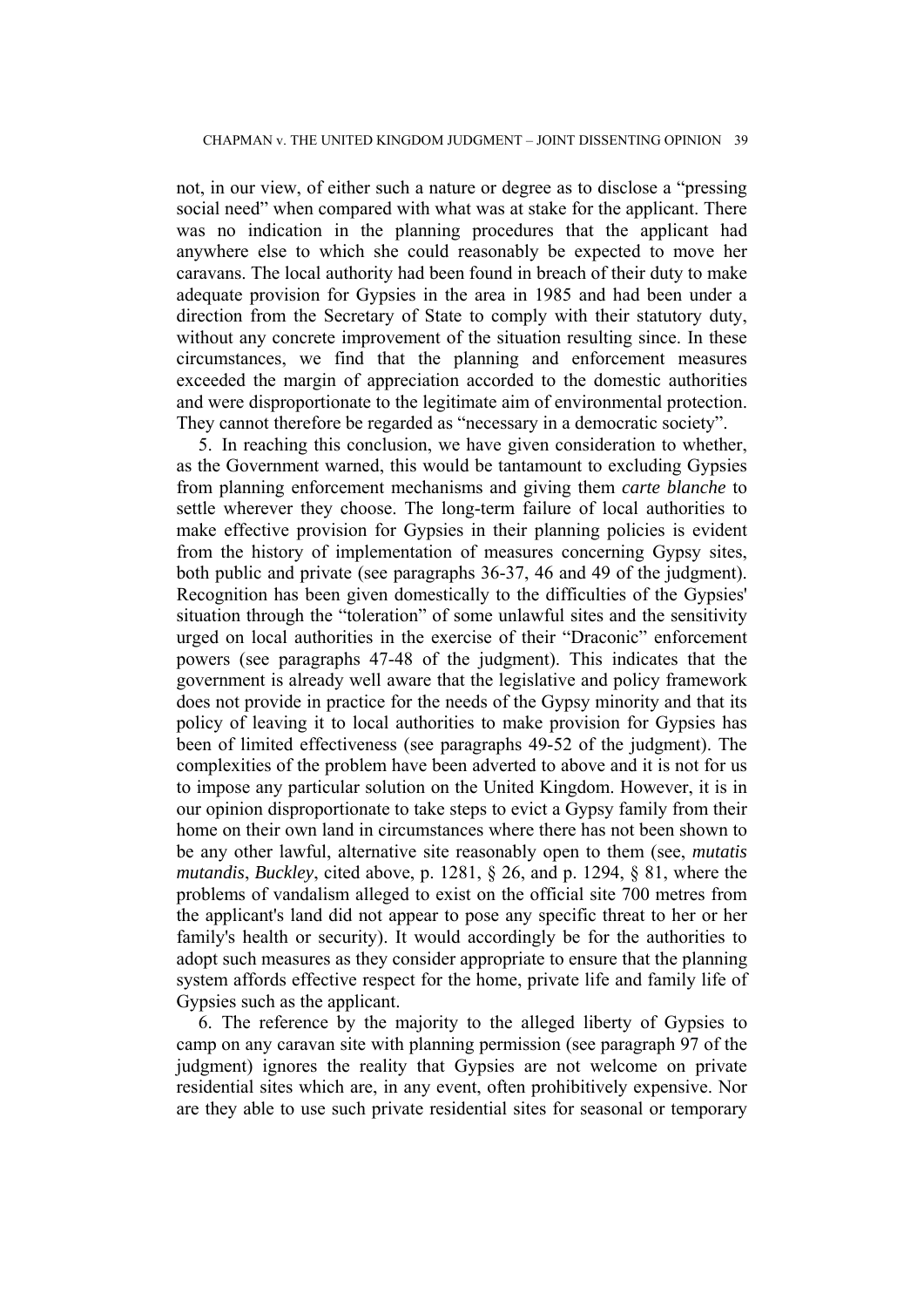not, in our view, of either such a nature or degree as to disclose a "pressing social need" when compared with what was at stake for the applicant. There was no indication in the planning procedures that the applicant had anywhere else to which she could reasonably be expected to move her caravans. The local authority had been found in breach of their duty to make adequate provision for Gypsies in the area in 1985 and had been under a direction from the Secretary of State to comply with their statutory duty, without any concrete improvement of the situation resulting since. In these circumstances, we find that the planning and enforcement measures exceeded the margin of appreciation accorded to the domestic authorities and were disproportionate to the legitimate aim of environmental protection. They cannot therefore be regarded as "necessary in a democratic society".

5. In reaching this conclusion, we have given consideration to whether, as the Government warned, this would be tantamount to excluding Gypsies from planning enforcement mechanisms and giving them *carte blanche* to settle wherever they choose. The long-term failure of local authorities to make effective provision for Gypsies in their planning policies is evident from the history of implementation of measures concerning Gypsy sites, both public and private (see paragraphs 36-37, 46 and 49 of the judgment). Recognition has been given domestically to the difficulties of the Gypsies' situation through the "toleration" of some unlawful sites and the sensitivity urged on local authorities in the exercise of their "Draconic" enforcement powers (see paragraphs 47-48 of the judgment). This indicates that the government is already well aware that the legislative and policy framework does not provide in practice for the needs of the Gypsy minority and that its policy of leaving it to local authorities to make provision for Gypsies has been of limited effectiveness (see paragraphs 49-52 of the judgment). The complexities of the problem have been adverted to above and it is not for us to impose any particular solution on the United Kingdom. However, it is in our opinion disproportionate to take steps to evict a Gypsy family from their home on their own land in circumstances where there has not been shown to be any other lawful, alternative site reasonably open to them (see, *mutatis mutandis*, *Buckley*, cited above, p. 1281, § 26, and p. 1294, § 81, where the problems of vandalism alleged to exist on the official site 700 metres from the applicant's land did not appear to pose any specific threat to her or her family's health or security). It would accordingly be for the authorities to adopt such measures as they consider appropriate to ensure that the planning system affords effective respect for the home, private life and family life of Gypsies such as the applicant.

6. The reference by the majority to the alleged liberty of Gypsies to camp on any caravan site with planning permission (see paragraph 97 of the judgment) ignores the reality that Gypsies are not welcome on private residential sites which are, in any event, often prohibitively expensive. Nor are they able to use such private residential sites for seasonal or temporary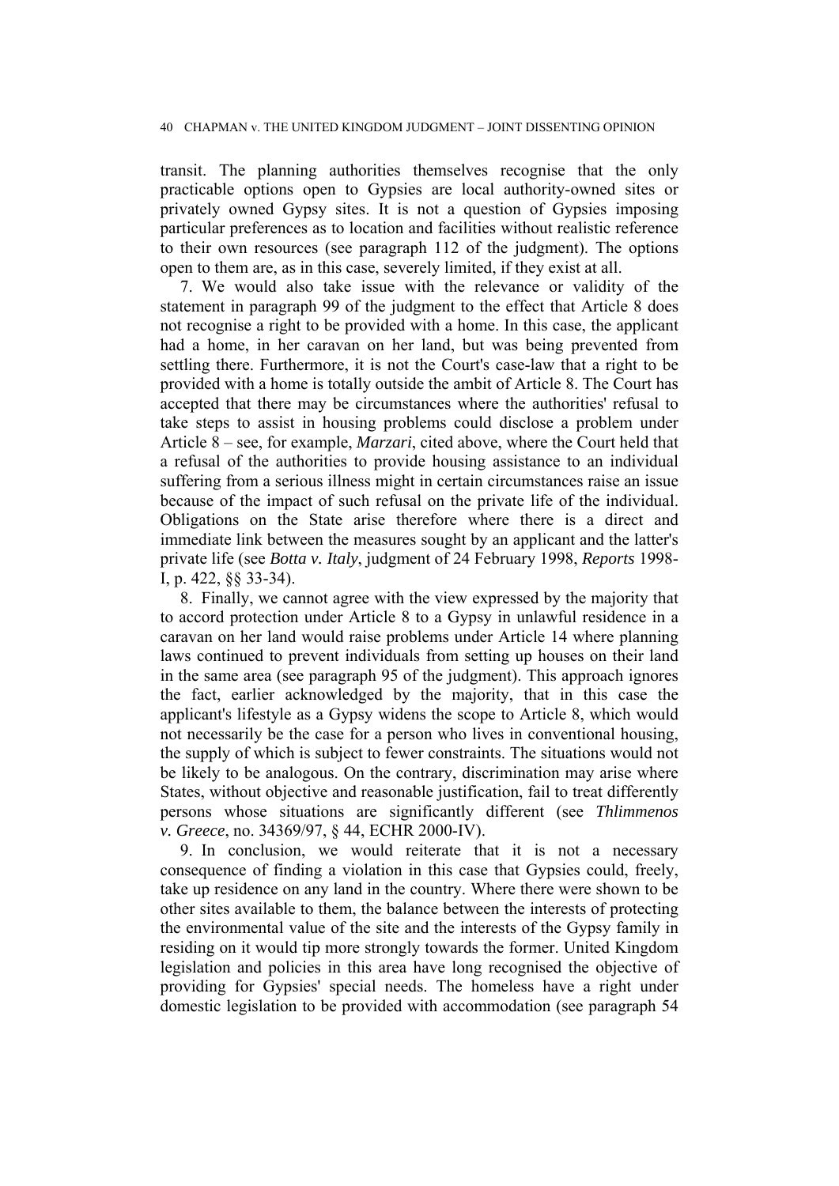transit. The planning authorities themselves recognise that the only practicable options open to Gypsies are local authority-owned sites or privately owned Gypsy sites. It is not a question of Gypsies imposing particular preferences as to location and facilities without realistic reference to their own resources (see paragraph 112 of the judgment). The options open to them are, as in this case, severely limited, if they exist at all.

7. We would also take issue with the relevance or validity of the statement in paragraph 99 of the judgment to the effect that Article 8 does not recognise a right to be provided with a home. In this case, the applicant had a home, in her caravan on her land, but was being prevented from settling there. Furthermore, it is not the Court's case-law that a right to be provided with a home is totally outside the ambit of Article 8. The Court has accepted that there may be circumstances where the authorities' refusal to take steps to assist in housing problems could disclose a problem under Article 8 – see, for example, *Marzari*, cited above, where the Court held that a refusal of the authorities to provide housing assistance to an individual suffering from a serious illness might in certain circumstances raise an issue because of the impact of such refusal on the private life of the individual. Obligations on the State arise therefore where there is a direct and immediate link between the measures sought by an applicant and the latter's private life (see *Botta v. Italy*, judgment of 24 February 1998, *Reports* 1998-I, p. 422, §§ 33-34).

8. Finally, we cannot agree with the view expressed by the majority that to accord protection under Article 8 to a Gypsy in unlawful residence in a caravan on her land would raise problems under Article 14 where planning laws continued to prevent individuals from setting up houses on their land in the same area (see paragraph 95 of the judgment). This approach ignores the fact, earlier acknowledged by the majority, that in this case the applicant's lifestyle as a Gypsy widens the scope to Article 8, which would not necessarily be the case for a person who lives in conventional housing, the supply of which is subject to fewer constraints. The situations would not be likely to be analogous. On the contrary, discrimination may arise where States, without objective and reasonable justification, fail to treat differently persons whose situations are significantly different (see *Thlimmenos v. Greece*, no. 34369/97, § 44, ECHR 2000-IV).

9. In conclusion, we would reiterate that it is not a necessary consequence of finding a violation in this case that Gypsies could, freely, take up residence on any land in the country. Where there were shown to be other sites available to them, the balance between the interests of protecting the environmental value of the site and the interests of the Gypsy family in residing on it would tip more strongly towards the former. United Kingdom legislation and policies in this area have long recognised the objective of providing for Gypsies' special needs. The homeless have a right under domestic legislation to be provided with accommodation (see paragraph 54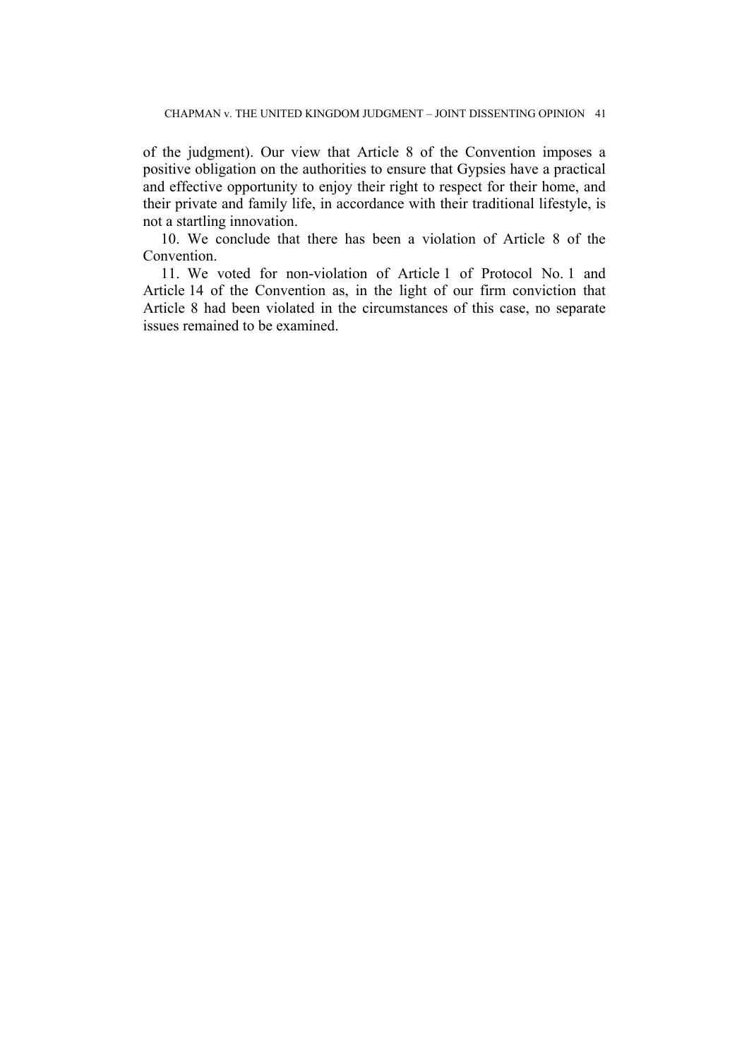of the judgment). Our view that Article 8 of the Convention imposes a positive obligation on the authorities to ensure that Gypsies have a practical and effective opportunity to enjoy their right to respect for their home, and their private and family life, in accordance with their traditional lifestyle, is not a startling innovation.

10. We conclude that there has been a violation of Article 8 of the Convention.

11. We voted for non-violation of Article 1 of Protocol No. 1 and Article 14 of the Convention as, in the light of our firm conviction that Article 8 had been violated in the circumstances of this case, no separate issues remained to be examined.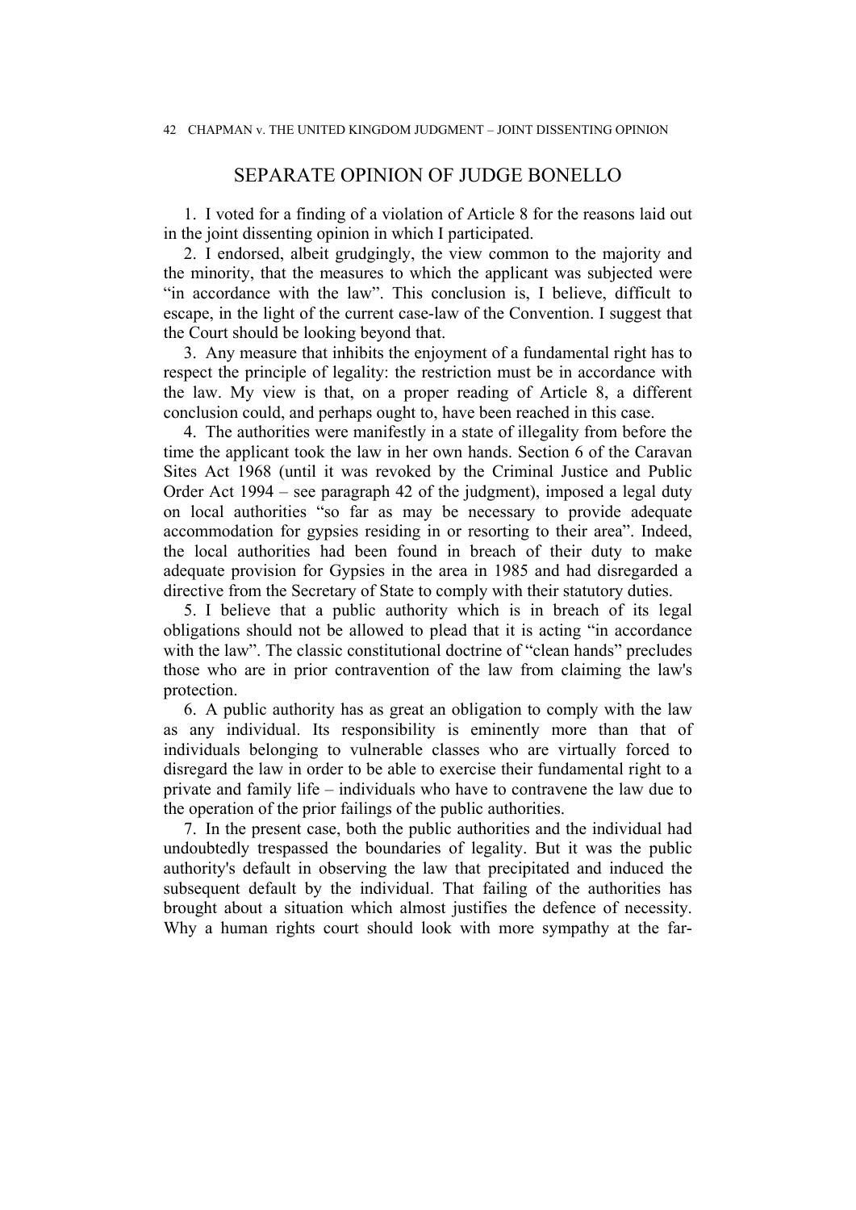## SEPARATE OPINION OF JUDGE BONELLO

1. I voted for a finding of a violation of Article 8 for the reasons laid out in the joint dissenting opinion in which I participated.

2. I endorsed, albeit grudgingly, the view common to the majority and the minority, that the measures to which the applicant was subjected were "in accordance with the law". This conclusion is, I believe, difficult to escape, in the light of the current case-law of the Convention. I suggest that the Court should be looking beyond that.

3. Any measure that inhibits the enjoyment of a fundamental right has to respect the principle of legality: the restriction must be in accordance with the law. My view is that, on a proper reading of Article 8, a different conclusion could, and perhaps ought to, have been reached in this case.

4. The authorities were manifestly in a state of illegality from before the time the applicant took the law in her own hands. Section 6 of the Caravan Sites Act 1968 (until it was revoked by the Criminal Justice and Public Order Act 1994 – see paragraph 42 of the judgment), imposed a legal duty on local authorities "so far as may be necessary to provide adequate accommodation for gypsies residing in or resorting to their area". Indeed, the local authorities had been found in breach of their duty to make adequate provision for Gypsies in the area in 1985 and had disregarded a directive from the Secretary of State to comply with their statutory duties.

5. I believe that a public authority which is in breach of its legal obligations should not be allowed to plead that it is acting "in accordance with the law". The classic constitutional doctrine of "clean hands" precludes those who are in prior contravention of the law from claiming the law's protection.

6. A public authority has as great an obligation to comply with the law as any individual. Its responsibility is eminently more than that of individuals belonging to vulnerable classes who are virtually forced to disregard the law in order to be able to exercise their fundamental right to a private and family life – individuals who have to contravene the law due to the operation of the prior failings of the public authorities.

7. In the present case, both the public authorities and the individual had undoubtedly trespassed the boundaries of legality. But it was the public authority's default in observing the law that precipitated and induced the subsequent default by the individual. That failing of the authorities has brought about a situation which almost justifies the defence of necessity. Why a human rights court should look with more sympathy at the far-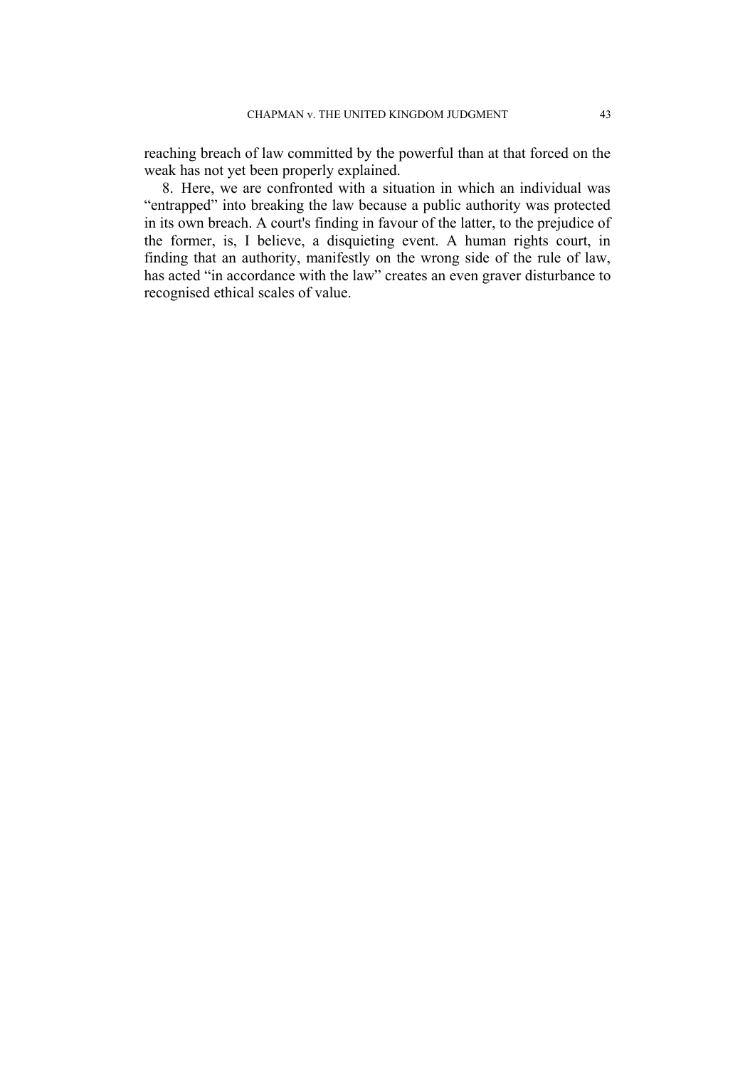reaching breach of law committed by the powerful than at that forced on the weak has not yet been properly explained.

8. Here, we are confronted with a situation in which an individual was "entrapped" into breaking the law because a public authority was protected in its own breach. A court's finding in favour of the latter, to the prejudice of the former, is, I believe, a disquieting event. A human rights court, in finding that an authority, manifestly on the wrong side of the rule of law, has acted "in accordance with the law" creates an even graver disturbance to recognised ethical scales of value.